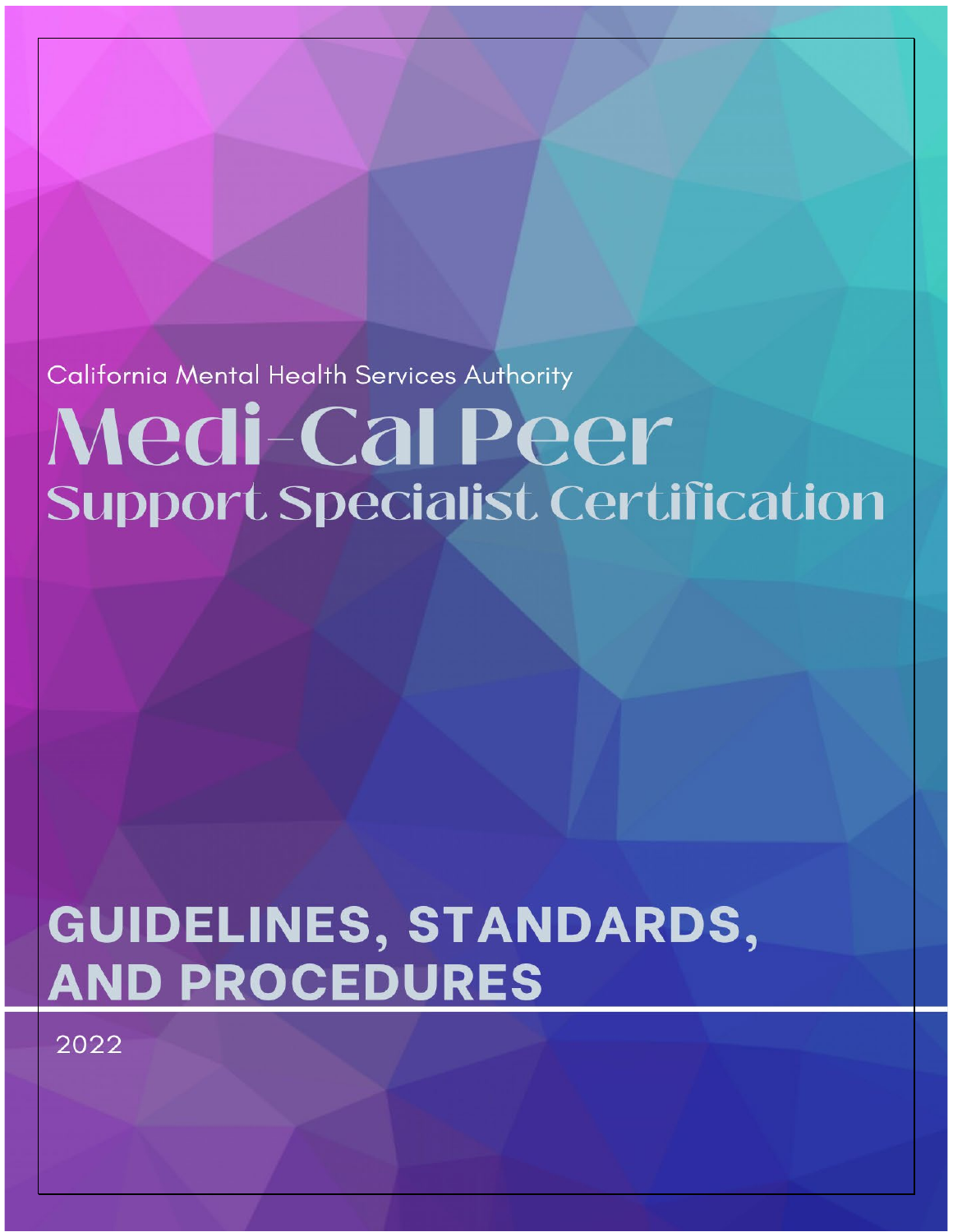California Mental Health Services Authority

# Medi-Cal Peer Support Specialist Certification

# GUIDELINES, STANDARDS, AND PROCEDURES

2022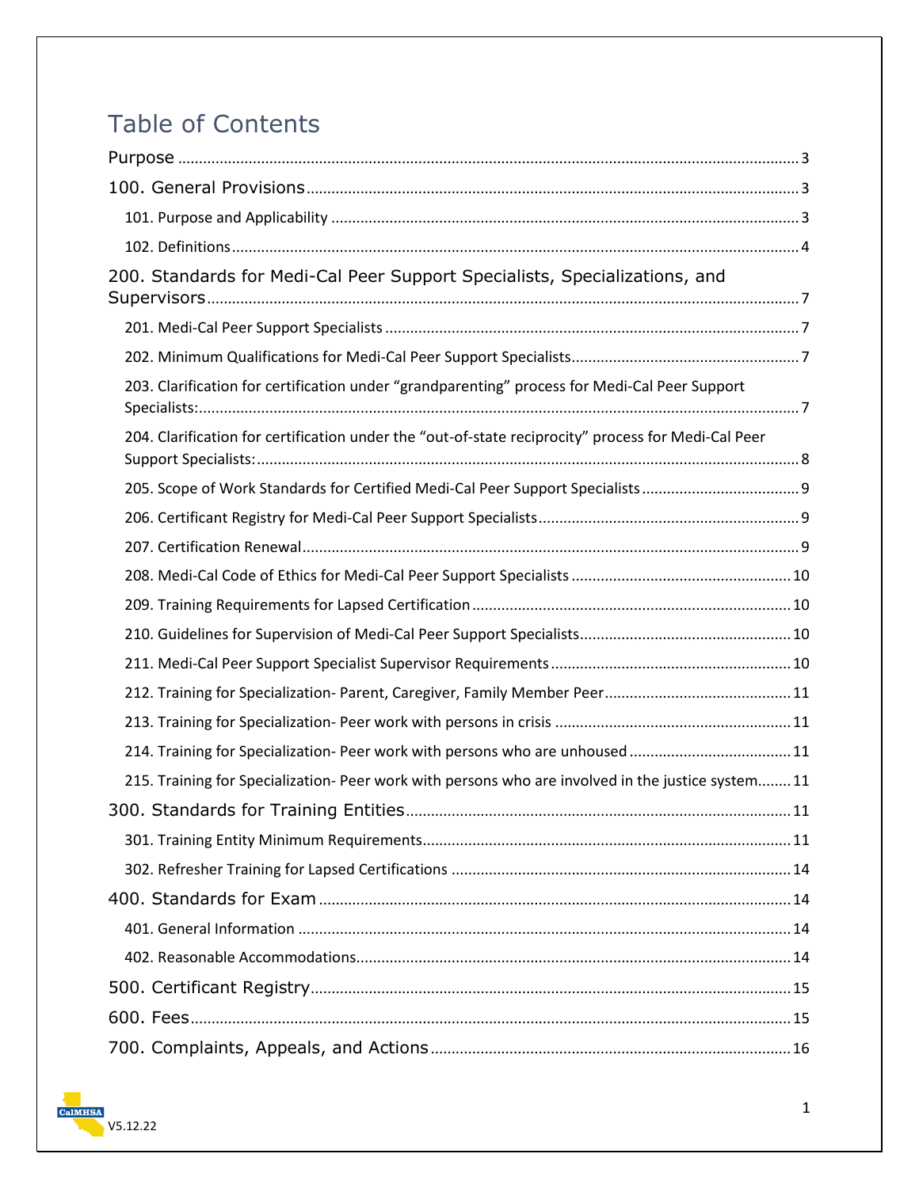# Table of Contents

Purpose ........ 3

100. General Provisions ........ 3

- 101. Purpose and Applicability ........ 3
- 102. Definitions ........ 4

200. Standards for Medi-Cal Peer Support Specialists, Specializations, and Supervisors ........ 7

- 201. Medi-Cal Peer Support Specialists ........ 7
- 202. Minimum Qualifications for Medi-Cal Peer Support Specialists ........ 7
- 203. Clarification for certification under "grandparenting" process for Medi-Cal Peer Support Specialists: ........ 7
- 204. Clarification for certification under the "out-of-state reciprocity" process for Medi-Cal Peer Support Specialists: ........ 8
- 205. Scope of Work Standards for Certified Medi-Cal Peer Support Specialists ........ 9
- 206. Certificant Registry for Medi-Cal Peer Support Specialists ........ 9
- 207. Certification Renewal ........ 9
- 208. Medi-Cal Code of Ethics for Medi-Cal Peer Support Specialists ........ 10
- 209. Training Requirements for Lapsed Certification ........ 10
- 210. Guidelines for Supervision of Medi-Cal Peer Support Specialists ........ 10
- 211. Medi-Cal Peer Support Specialist Supervisor Requirements ........ 10
- 212. Training for Specialization- Parent, Caregiver, Family Member Peer ........ 11
- 213. Training for Specialization- Peer work with persons in crisis ........ 11
- 214. Training for Specialization- Peer work with persons who are unhoused ........ 11
- 215. Training for Specialization- Peer work with persons who are involved in the justice system ........ 11

300. Standards for Training Entities ........ 11

- 301. Training Entity Minimum Requirements ........ 11
- 302. Refresher Training for Lapsed Certifications ........ 14

400. Standards for Exam ........ 14

- 401. General Information ........ 14
- 402. Reasonable Accommodations ........ 14

500. Certificant Registry ........ 15

600. Fees ........ 15

700. Complaints, Appeals, and Actions ........ 16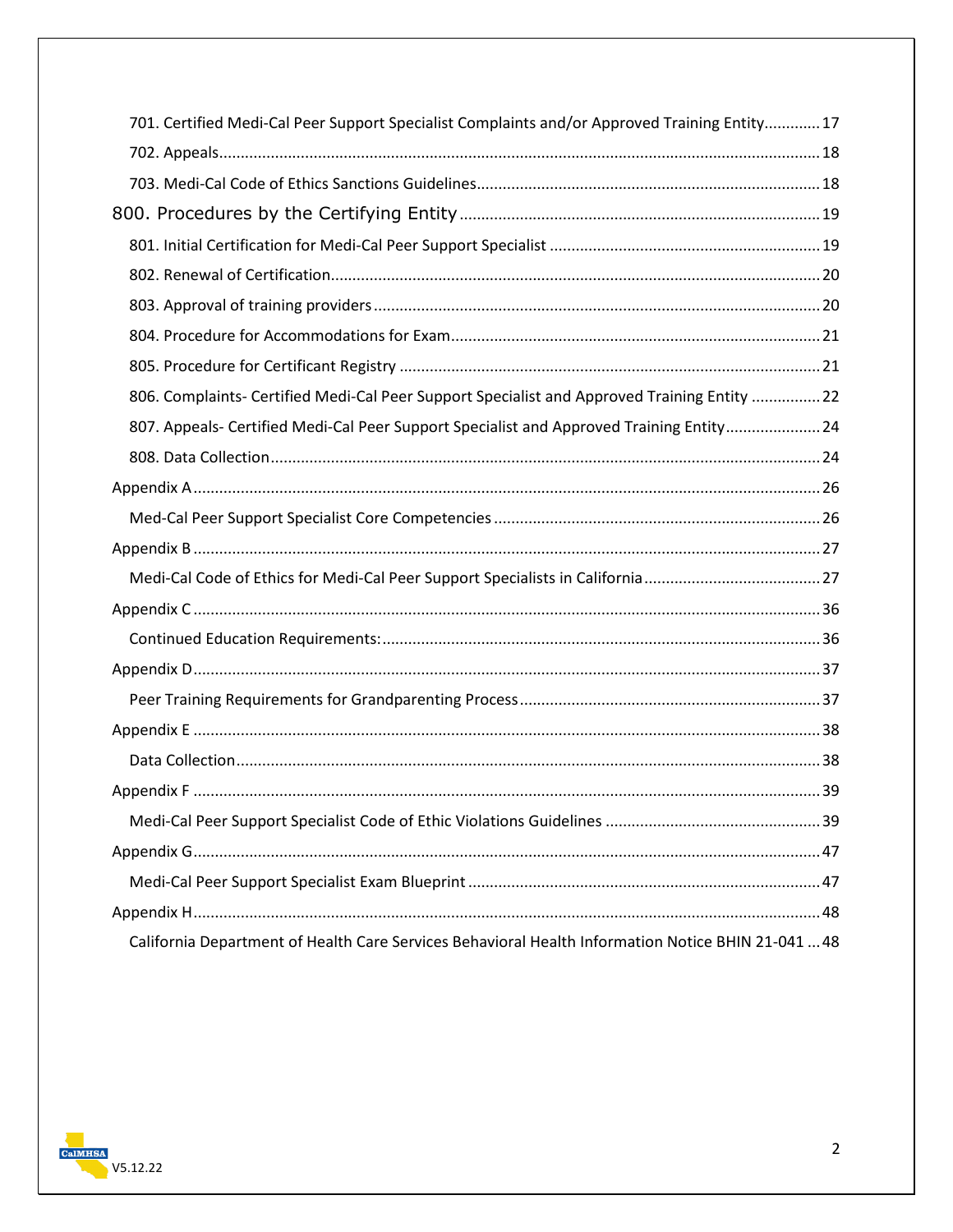701. Certified Medi-Cal Peer Support Specialist Complaints and/or Approved Training Entity............. 17

702. Appeals........................................................................................................................... 18

703. Medi-Cal Code of Ethics Sanctions Guidelines............................................................... 18

800. Procedures by the Certifying Entity .................................................................................. 19

801. Initial Certification for Medi-Cal Peer Support Specialist .............................................................. 19

802. Renewal of Certification.................................................................................................. 20

803. Approval of training providers ........................................................................................ 20

804. Procedure for Accommodations for Exam...................................................................... 21

805. Procedure for Certificant Registry ................................................................................... 21

806. Complaints- Certified Medi-Cal Peer Support Specialist and Approved Training Entity ................ 22

807. Appeals- Certified Medi-Cal Peer Support Specialist and Approved Training Entity...................... 24

808. Data Collection................................................................................................................. 24

Appendix A.................................................................................................................................. 26

Med-Cal Peer Support Specialist Core Competencies ............................................................ 26

Appendix B .................................................................................................................................. 27

Medi-Cal Code of Ethics for Medi-Cal Peer Support Specialists in California......................................... 27

Appendix C .................................................................................................................................. 36

Continued Education Requirements:...................................................................................... 36

Appendix D.................................................................................................................................. 37

Peer Training Requirements for Grandparenting Process ..................................................... 37

Appendix E .................................................................................................................................. 38

Data Collection........................................................................................................................ 38

Appendix F .................................................................................................................................. 39

Medi-Cal Peer Support Specialist Code of Ethic Violations Guidelines .................................................. 39

Appendix G.................................................................................................................................. 47

Medi-Cal Peer Support Specialist Exam Blueprint ................................................................. 47

Appendix H.................................................................................................................................. 48

California Department of Health Care Services Behavioral Health Information Notice BHIN 21-041 ... 48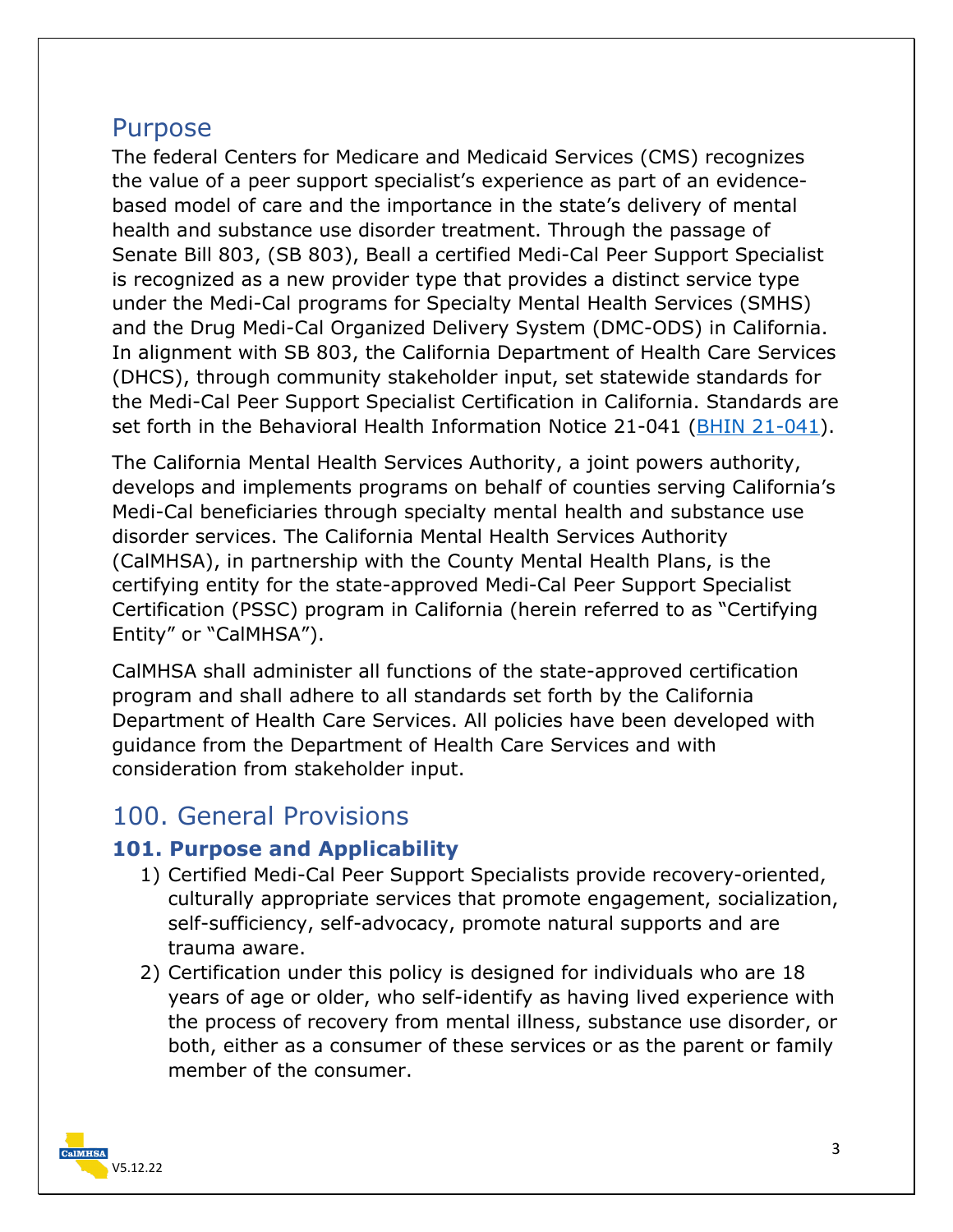## Purpose

The federal Centers for Medicare and Medicaid Services (CMS) recognizes the value of a peer support specialist's experience as part of an evidence-based model of care and the importance in the state's delivery of mental health and substance use disorder treatment. Through the passage of Senate Bill 803, (SB 803), Beall a certified Medi-Cal Peer Support Specialist is recognized as a new provider type that provides a distinct service type under the Medi-Cal programs for Specialty Mental Health Services (SMHS) and the Drug Medi-Cal Organized Delivery System (DMC-ODS) in California. In alignment with SB 803, the California Department of Health Care Services (DHCS), through community stakeholder input, set statewide standards for the Medi-Cal Peer Support Specialist Certification in California. Standards are set forth in the Behavioral Health Information Notice 21-041 ([BHIN 21-041](BHIN 21-041)).

The California Mental Health Services Authority, a joint powers authority, develops and implements programs on behalf of counties serving California's Medi-Cal beneficiaries through specialty mental health and substance use disorder services. The California Mental Health Services Authority (CalMHSA), in partnership with the County Mental Health Plans, is the certifying entity for the state-approved Medi-Cal Peer Support Specialist Certification (PSSC) program in California (herein referred to as "Certifying Entity" or "CalMHSA").

CalMHSA shall administer all functions of the state-approved certification program and shall adhere to all standards set forth by the California Department of Health Care Services. All policies have been developed with guidance from the Department of Health Care Services and with consideration from stakeholder input.

## 100. General Provisions

### 101. Purpose and Applicability

1) Certified Medi-Cal Peer Support Specialists provide recovery-oriented, culturally appropriate services that promote engagement, socialization, self-sufficiency, self-advocacy, promote natural supports and are trauma aware.
2) Certification under this policy is designed for individuals who are 18 years of age or older, who self-identify as having lived experience with the process of recovery from mental illness, substance use disorder, or both, either as a consumer of these services or as the parent or family member of the consumer.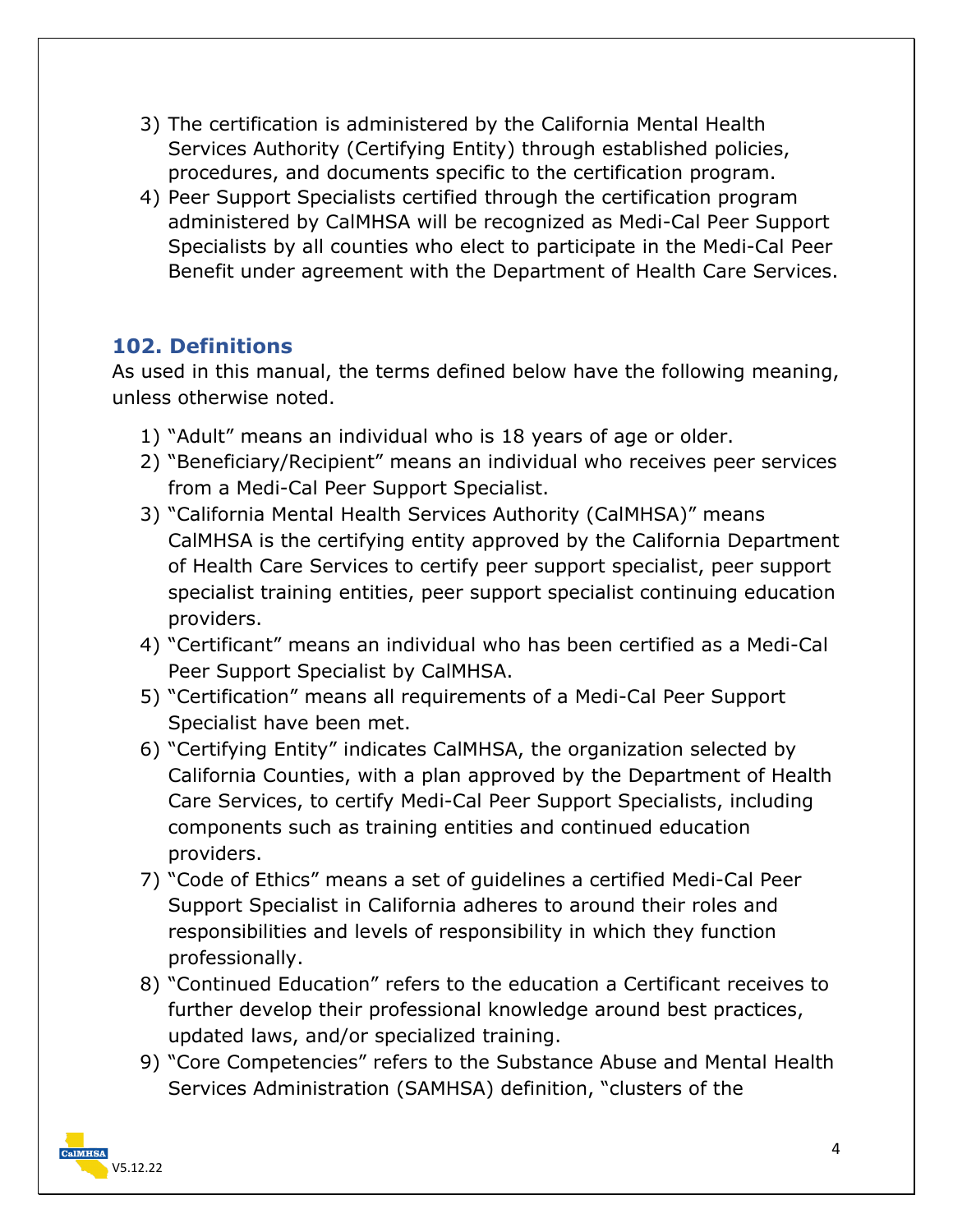3) The certification is administered by the California Mental Health Services Authority (Certifying Entity) through established policies, procedures, and documents specific to the certification program.
4) Peer Support Specialists certified through the certification program administered by CalMHSA will be recognized as Medi-Cal Peer Support Specialists by all counties who elect to participate in the Medi-Cal Peer Benefit under agreement with the Department of Health Care Services.

## 102. Definitions

As used in this manual, the terms defined below have the following meaning, unless otherwise noted.

1) "Adult" means an individual who is 18 years of age or older.
2) "Beneficiary/Recipient" means an individual who receives peer services from a Medi-Cal Peer Support Specialist.
3) "California Mental Health Services Authority (CalMHSA)" means CalMHSA is the certifying entity approved by the California Department of Health Care Services to certify peer support specialist, peer support specialist training entities, peer support specialist continuing education providers.
4) "Certificant" means an individual who has been certified as a Medi-Cal Peer Support Specialist by CalMHSA.
5) "Certification" means all requirements of a Medi-Cal Peer Support Specialist have been met.
6) "Certifying Entity" indicates CalMHSA, the organization selected by California Counties, with a plan approved by the Department of Health Care Services, to certify Medi-Cal Peer Support Specialists, including components such as training entities and continued education providers.
7) "Code of Ethics" means a set of guidelines a certified Medi-Cal Peer Support Specialist in California adheres to around their roles and responsibilities and levels of responsibility in which they function professionally.
8) "Continued Education" refers to the education a Certificant receives to further develop their professional knowledge around best practices, updated laws, and/or specialized training.
9) "Core Competencies" refers to the Substance Abuse and Mental Health Services Administration (SAMHSA) definition, "clusters of the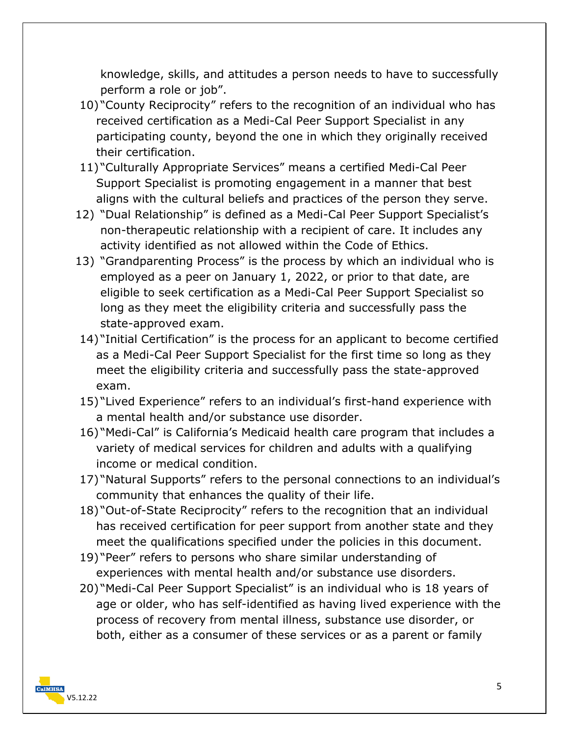knowledge, skills, and attitudes a person needs to have to successfully perform a role or job".

10) "County Reciprocity" refers to the recognition of an individual who has received certification as a Medi-Cal Peer Support Specialist in any participating county, beyond the one in which they originally received their certification.
11) "Culturally Appropriate Services" means a certified Medi-Cal Peer Support Specialist is promoting engagement in a manner that best aligns with the cultural beliefs and practices of the person they serve.
12) "Dual Relationship" is defined as a Medi-Cal Peer Support Specialist's non-therapeutic relationship with a recipient of care. It includes any activity identified as not allowed within the Code of Ethics.
13) "Grandparenting Process" is the process by which an individual who is employed as a peer on January 1, 2022, or prior to that date, are eligible to seek certification as a Medi-Cal Peer Support Specialist so long as they meet the eligibility criteria and successfully pass the state-approved exam.
14) "Initial Certification" is the process for an applicant to become certified as a Medi-Cal Peer Support Specialist for the first time so long as they meet the eligibility criteria and successfully pass the state-approved exam.
15) "Lived Experience" refers to an individual's first-hand experience with a mental health and/or substance use disorder.
16) "Medi-Cal" is California's Medicaid health care program that includes a variety of medical services for children and adults with a qualifying income or medical condition.
17) "Natural Supports" refers to the personal connections to an individual's community that enhances the quality of their life.
18) "Out-of-State Reciprocity" refers to the recognition that an individual has received certification for peer support from another state and they meet the qualifications specified under the policies in this document.
19) "Peer" refers to persons who share similar understanding of experiences with mental health and/or substance use disorders.
20) "Medi-Cal Peer Support Specialist" is an individual who is 18 years of age or older, who has self-identified as having lived experience with the process of recovery from mental illness, substance use disorder, or both, either as a consumer of these services or as a parent or family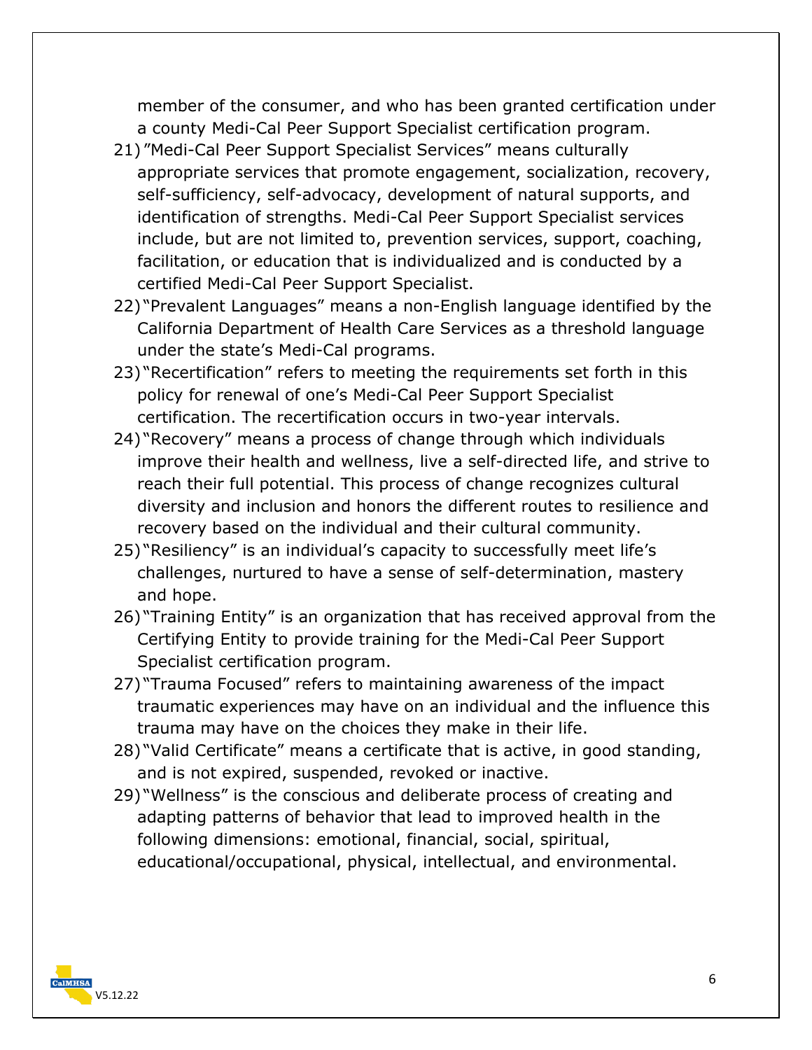member of the consumer, and who has been granted certification under a county Medi-Cal Peer Support Specialist certification program.

21) "Medi-Cal Peer Support Specialist Services" means culturally appropriate services that promote engagement, socialization, recovery, self-sufficiency, self-advocacy, development of natural supports, and identification of strengths. Medi-Cal Peer Support Specialist services include, but are not limited to, prevention services, support, coaching, facilitation, or education that is individualized and is conducted by a certified Medi-Cal Peer Support Specialist.
22) "Prevalent Languages" means a non-English language identified by the California Department of Health Care Services as a threshold language under the state's Medi-Cal programs.
23) "Recertification" refers to meeting the requirements set forth in this policy for renewal of one's Medi-Cal Peer Support Specialist certification. The recertification occurs in two-year intervals.
24) "Recovery" means a process of change through which individuals improve their health and wellness, live a self-directed life, and strive to reach their full potential. This process of change recognizes cultural diversity and inclusion and honors the different routes to resilience and recovery based on the individual and their cultural community.
25) "Resiliency" is an individual's capacity to successfully meet life's challenges, nurtured to have a sense of self-determination, mastery and hope.
26) "Training Entity" is an organization that has received approval from the Certifying Entity to provide training for the Medi-Cal Peer Support Specialist certification program.
27) "Trauma Focused" refers to maintaining awareness of the impact traumatic experiences may have on an individual and the influence this trauma may have on the choices they make in their life.
28) "Valid Certificate" means a certificate that is active, in good standing, and is not expired, suspended, revoked or inactive.
29) "Wellness" is the conscious and deliberate process of creating and adapting patterns of behavior that lead to improved health in the following dimensions: emotional, financial, social, spiritual, educational/occupational, physical, intellectual, and environmental.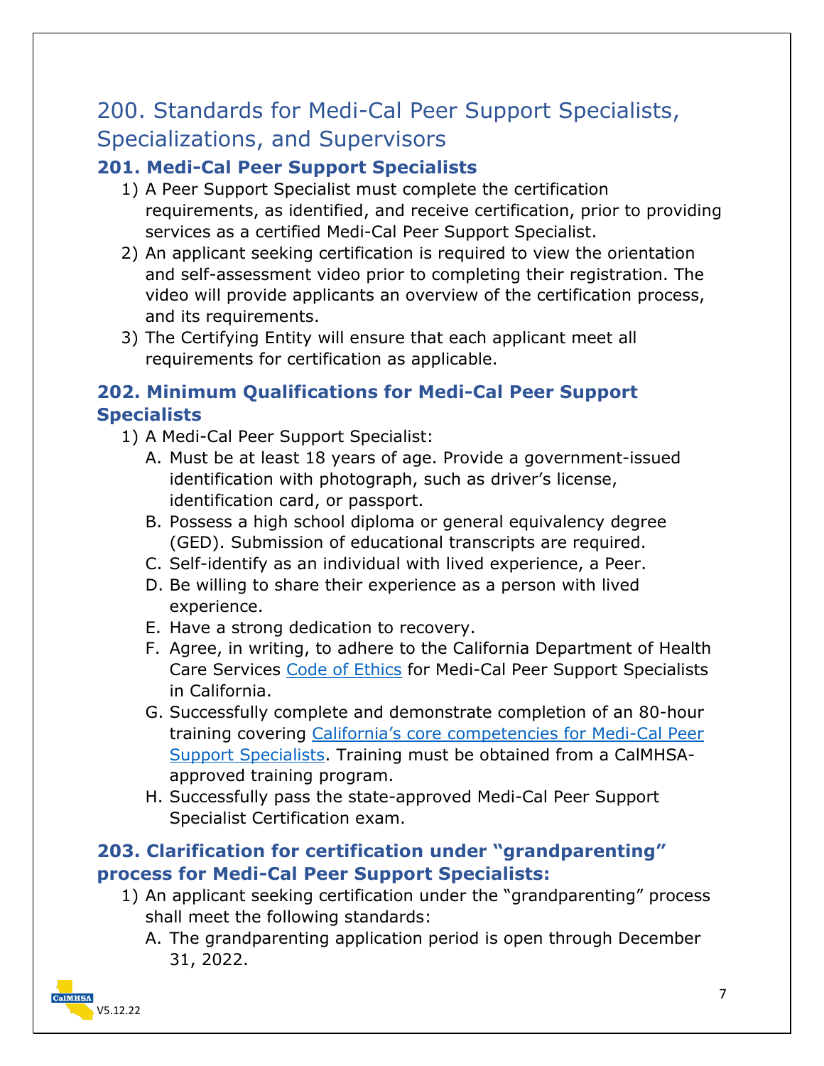# 200. Standards for Medi-Cal Peer Support Specialists, Specializations, and Supervisors

## 201. Medi-Cal Peer Support Specialists

1) A Peer Support Specialist must complete the certification requirements, as identified, and receive certification, prior to providing services as a certified Medi-Cal Peer Support Specialist.
2) An applicant seeking certification is required to view the orientation and self-assessment video prior to completing their registration. The video will provide applicants an overview of the certification process, and its requirements.
3) The Certifying Entity will ensure that each applicant meet all requirements for certification as applicable.

## 202. Minimum Qualifications for Medi-Cal Peer Support Specialists

1) A Medi-Cal Peer Support Specialist:
   A. Must be at least 18 years of age. Provide a government-issued identification with photograph, such as driver's license, identification card, or passport.
   B. Possess a high school diploma or general equivalency degree (GED). Submission of educational transcripts are required.
   C. Self-identify as an individual with lived experience, a Peer.
   D. Be willing to share their experience as a person with lived experience.
   E. Have a strong dedication to recovery.
   F. Agree, in writing, to adhere to the California Department of Health Care Services Code of Ethics for Medi-Cal Peer Support Specialists in California.
   G. Successfully complete and demonstrate completion of an 80-hour training covering California's core competencies for Medi-Cal Peer Support Specialists. Training must be obtained from a CalMHSA-approved training program.
   H. Successfully pass the state-approved Medi-Cal Peer Support Specialist Certification exam.

## 203. Clarification for certification under "grandparenting" process for Medi-Cal Peer Support Specialists:

1) An applicant seeking certification under the "grandparenting" process shall meet the following standards:
   A. The grandparenting application period is open through December 31, 2022.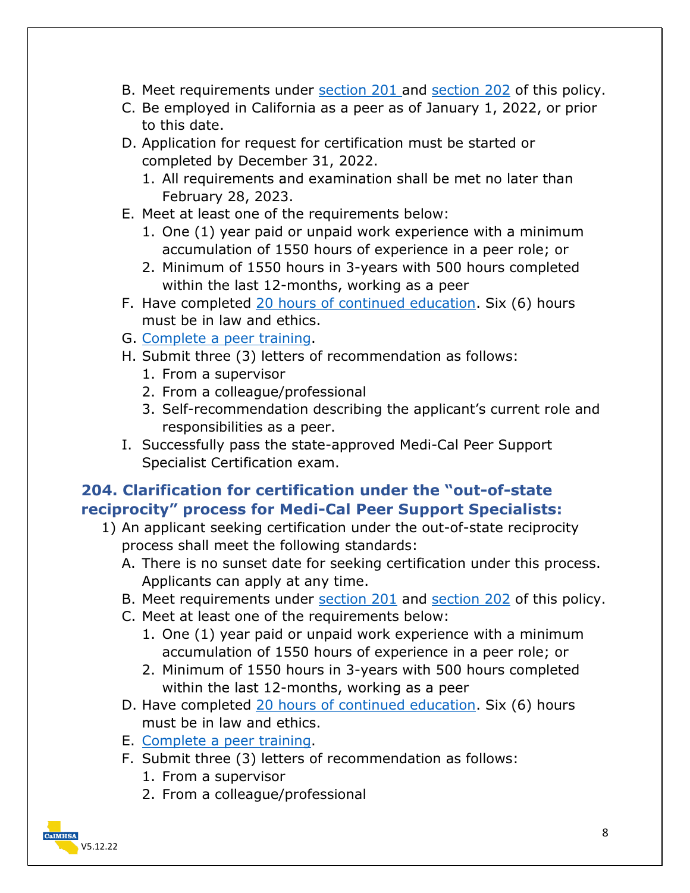B. Meet requirements under section 201 and section 202 of this policy.
C. Be employed in California as a peer as of January 1, 2022, or prior to this date.
D. Application for request for certification must be started or completed by December 31, 2022.
   1. All requirements and examination shall be met no later than February 28, 2023.
E. Meet at least one of the requirements below:
   1. One (1) year paid or unpaid work experience with a minimum accumulation of 1550 hours of experience in a peer role; or
   2. Minimum of 1550 hours in 3-years with 500 hours completed within the last 12-months, working as a peer
F. Have completed 20 hours of continued education. Six (6) hours must be in law and ethics.
G. Complete a peer training.
H. Submit three (3) letters of recommendation as follows:
   1. From a supervisor
   2. From a colleague/professional
   3. Self-recommendation describing the applicant's current role and responsibilities as a peer.
I. Successfully pass the state-approved Medi-Cal Peer Support Specialist Certification exam.

## 204. Clarification for certification under the "out-of-state reciprocity" process for Medi-Cal Peer Support Specialists:

1) An applicant seeking certification under the out-of-state reciprocity process shall meet the following standards:
   A. There is no sunset date for seeking certification under this process. Applicants can apply at any time.
   B. Meet requirements under section 201 and section 202 of this policy.
   C. Meet at least one of the requirements below:
      1. One (1) year paid or unpaid work experience with a minimum accumulation of 1550 hours of experience in a peer role; or
      2. Minimum of 1550 hours in 3-years with 500 hours completed within the last 12-months, working as a peer
   D. Have completed 20 hours of continued education. Six (6) hours must be in law and ethics.
   E. Complete a peer training.
   F. Submit three (3) letters of recommendation as follows:
      1. From a supervisor
      2. From a colleague/professional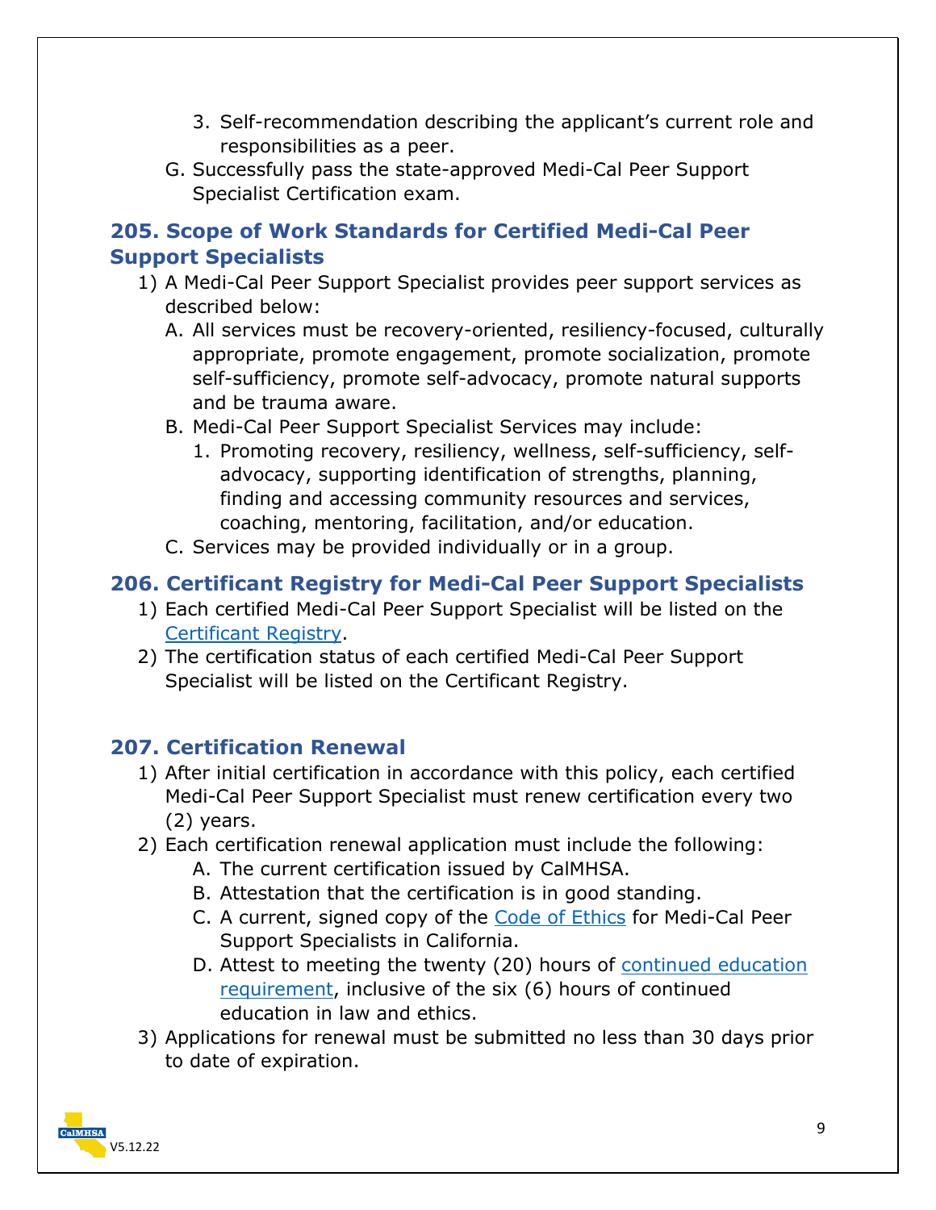3. Self-recommendation describing the applicant's current role and responsibilities as a peer.

G. Successfully pass the state-approved Medi-Cal Peer Support Specialist Certification exam.

## 205. Scope of Work Standards for Certified Medi-Cal Peer Support Specialists

1) A Medi-Cal Peer Support Specialist provides peer support services as described below:
   A. All services must be recovery-oriented, resiliency-focused, culturally appropriate, promote engagement, promote socialization, promote self-sufficiency, promote self-advocacy, promote natural supports and be trauma aware.
   B. Medi-Cal Peer Support Specialist Services may include:
      1. Promoting recovery, resiliency, wellness, self-sufficiency, self-advocacy, supporting identification of strengths, planning, finding and accessing community resources and services, coaching, mentoring, facilitation, and/or education.
   C. Services may be provided individually or in a group.

## 206. Certificant Registry for Medi-Cal Peer Support Specialists

1) Each certified Medi-Cal Peer Support Specialist will be listed on the Certificant Registry.
2) The certification status of each certified Medi-Cal Peer Support Specialist will be listed on the Certificant Registry.

## 207. Certification Renewal

1) After initial certification in accordance with this policy, each certified Medi-Cal Peer Support Specialist must renew certification every two (2) years.
2) Each certification renewal application must include the following:
   A. The current certification issued by CalMHSA.
   B. Attestation that the certification is in good standing.
   C. A current, signed copy of the Code of Ethics for Medi-Cal Peer Support Specialists in California.
   D. Attest to meeting the twenty (20) hours of continued education requirement, inclusive of the six (6) hours of continued education in law and ethics.
3) Applications for renewal must be submitted no less than 30 days prior to date of expiration.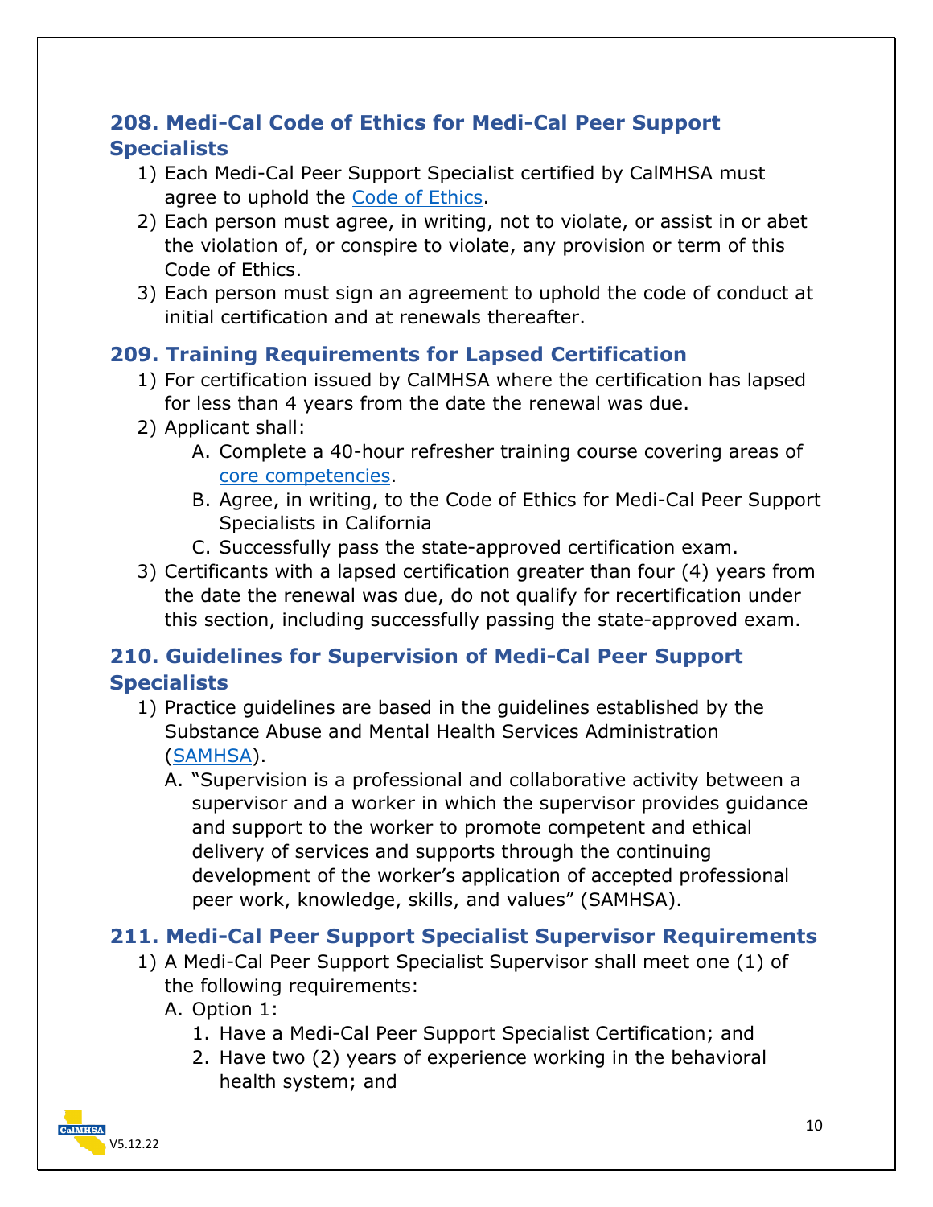## 208. Medi-Cal Code of Ethics for Medi-Cal Peer Support Specialists

1) Each Medi-Cal Peer Support Specialist certified by CalMHSA must agree to uphold the Code of Ethics.
2) Each person must agree, in writing, not to violate, or assist in or abet the violation of, or conspire to violate, any provision or term of this Code of Ethics.
3) Each person must sign an agreement to uphold the code of conduct at initial certification and at renewals thereafter.

## 209. Training Requirements for Lapsed Certification

1) For certification issued by CalMHSA where the certification has lapsed for less than 4 years from the date the renewal was due.
2) Applicant shall:
   A. Complete a 40-hour refresher training course covering areas of core competencies.
   B. Agree, in writing, to the Code of Ethics for Medi-Cal Peer Support Specialists in California
   C. Successfully pass the state-approved certification exam.
3) Certificants with a lapsed certification greater than four (4) years from the date the renewal was due, do not qualify for recertification under this section, including successfully passing the state-approved exam.

## 210. Guidelines for Supervision of Medi-Cal Peer Support Specialists

1) Practice guidelines are based in the guidelines established by the Substance Abuse and Mental Health Services Administration (SAMHSA).
   A. "Supervision is a professional and collaborative activity between a supervisor and a worker in which the supervisor provides guidance and support to the worker to promote competent and ethical delivery of services and supports through the continuing development of the worker's application of accepted professional peer work, knowledge, skills, and values" (SAMHSA).

## 211. Medi-Cal Peer Support Specialist Supervisor Requirements

1) A Medi-Cal Peer Support Specialist Supervisor shall meet one (1) of the following requirements:
   A. Option 1:
      1. Have a Medi-Cal Peer Support Specialist Certification; and
      2. Have two (2) years of experience working in the behavioral health system; and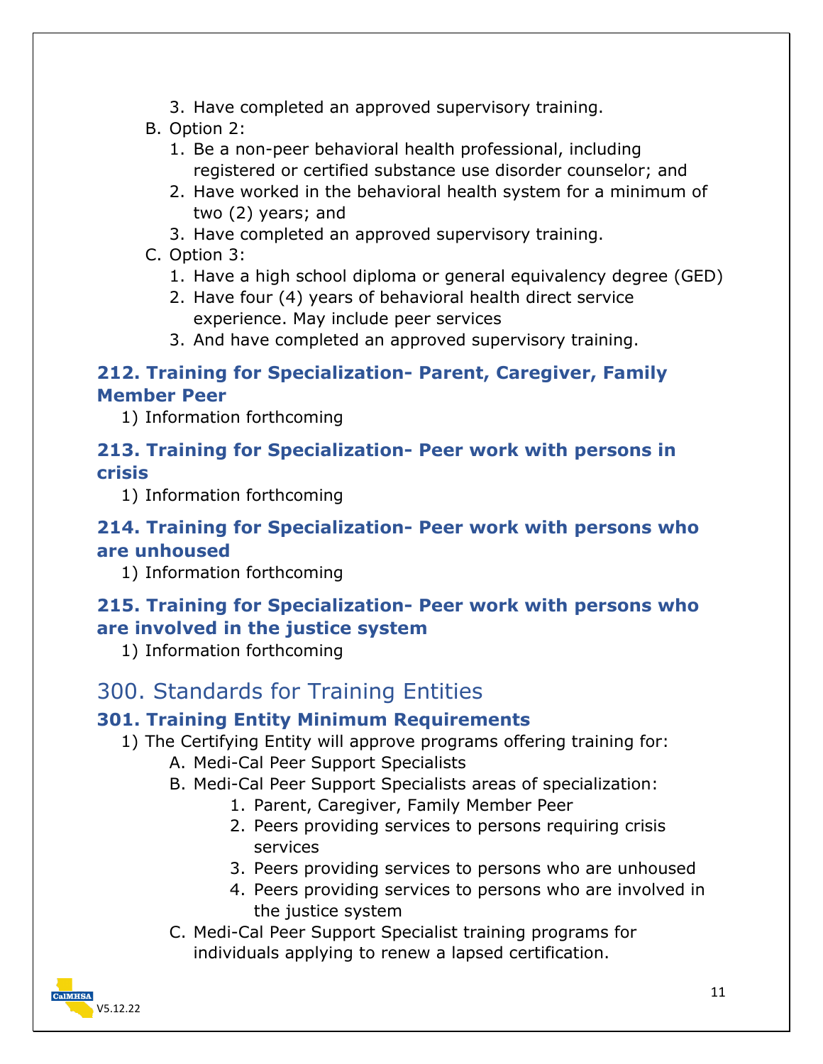3. Have completed an approved supervisory training.

B. Option 2:
   1. Be a non-peer behavioral health professional, including registered or certified substance use disorder counselor; and
   2. Have worked in the behavioral health system for a minimum of two (2) years; and
   3. Have completed an approved supervisory training.

C. Option 3:
   1. Have a high school diploma or general equivalency degree (GED)
   2. Have four (4) years of behavioral health direct service experience. May include peer services
   3. And have completed an approved supervisory training.

### 212. Training for Specialization- Parent, Caregiver, Family Member Peer

1) Information forthcoming

### 213. Training for Specialization- Peer work with persons in crisis

1) Information forthcoming

### 214. Training for Specialization- Peer work with persons who are unhoused

1) Information forthcoming

### 215. Training for Specialization- Peer work with persons who are involved in the justice system

1) Information forthcoming

## 300. Standards for Training Entities

### 301. Training Entity Minimum Requirements

1) The Certifying Entity will approve programs offering training for:
   A. Medi-Cal Peer Support Specialists
   B. Medi-Cal Peer Support Specialists areas of specialization:
      1. Parent, Caregiver, Family Member Peer
      2. Peers providing services to persons requiring crisis services
      3. Peers providing services to persons who are unhoused
      4. Peers providing services to persons who are involved in the justice system
   C. Medi-Cal Peer Support Specialist training programs for individuals applying to renew a lapsed certification.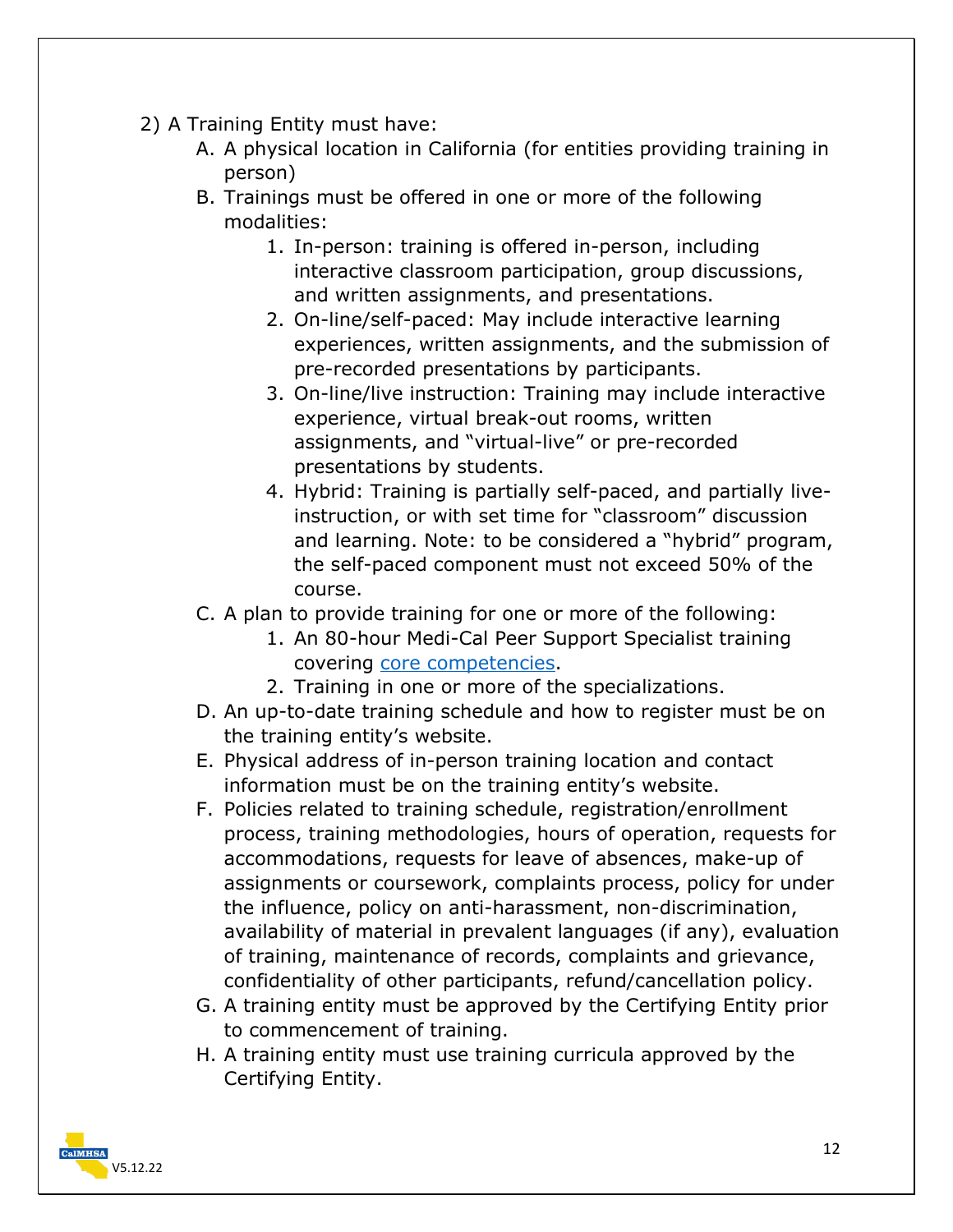2) A Training Entity must have:
   A. A physical location in California (for entities providing training in person)
   B. Trainings must be offered in one or more of the following modalities:
      1. In-person: training is offered in-person, including interactive classroom participation, group discussions, and written assignments, and presentations.
      2. On-line/self-paced: May include interactive learning experiences, written assignments, and the submission of pre-recorded presentations by participants.
      3. On-line/live instruction: Training may include interactive experience, virtual break-out rooms, written assignments, and "virtual-live" or pre-recorded presentations by students.
      4. Hybrid: Training is partially self-paced, and partially live-instruction, or with set time for "classroom" discussion and learning. Note: to be considered a "hybrid" program, the self-paced component must not exceed 50% of the course.
   C. A plan to provide training for one or more of the following:
      1. An 80-hour Medi-Cal Peer Support Specialist training covering core competencies.
      2. Training in one or more of the specializations.
   D. An up-to-date training schedule and how to register must be on the training entity's website.
   E. Physical address of in-person training location and contact information must be on the training entity's website.
   F. Policies related to training schedule, registration/enrollment process, training methodologies, hours of operation, requests for accommodations, requests for leave of absences, make-up of assignments or coursework, complaints process, policy for under the influence, policy on anti-harassment, non-discrimination, availability of material in prevalent languages (if any), evaluation of training, maintenance of records, complaints and grievance, confidentiality of other participants, refund/cancellation policy.
   G. A training entity must be approved by the Certifying Entity prior to commencement of training.
   H. A training entity must use training curricula approved by the Certifying Entity.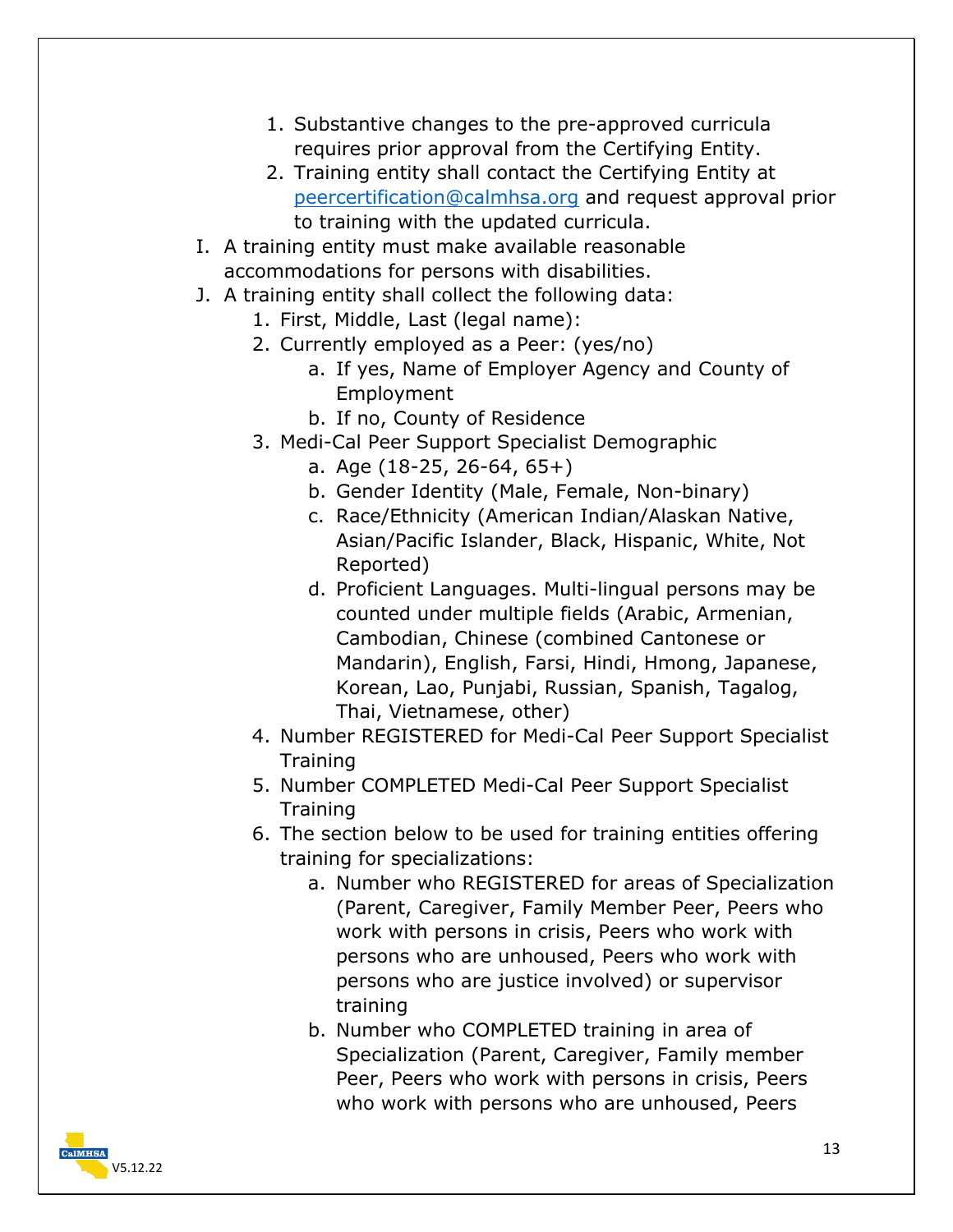1. Substantive changes to the pre-approved curricula requires prior approval from the Certifying Entity.
2. Training entity shall contact the Certifying Entity at peercertification@calmhsa.org and request approval prior to training with the updated curricula.

I. A training entity must make available reasonable accommodations for persons with disabilities.

J. A training entity shall collect the following data:
   1. First, Middle, Last (legal name):
   2. Currently employed as a Peer: (yes/no)
      a. If yes, Name of Employer Agency and County of Employment
      b. If no, County of Residence
   3. Medi-Cal Peer Support Specialist Demographic
      a. Age (18-25, 26-64, 65+)
      b. Gender Identity (Male, Female, Non-binary)
      c. Race/Ethnicity (American Indian/Alaskan Native, Asian/Pacific Islander, Black, Hispanic, White, Not Reported)
      d. Proficient Languages. Multi-lingual persons may be counted under multiple fields (Arabic, Armenian, Cambodian, Chinese (combined Cantonese or Mandarin), English, Farsi, Hindi, Hmong, Japanese, Korean, Lao, Punjabi, Russian, Spanish, Tagalog, Thai, Vietnamese, other)
   4. Number REGISTERED for Medi-Cal Peer Support Specialist Training
   5. Number COMPLETED Medi-Cal Peer Support Specialist Training
   6. The section below to be used for training entities offering training for specializations:
      a. Number who REGISTERED for areas of Specialization (Parent, Caregiver, Family Member Peer, Peers who work with persons in crisis, Peers who work with persons who are unhoused, Peers who work with persons who are justice involved) or supervisor training
      b. Number who COMPLETED training in area of Specialization (Parent, Caregiver, Family member Peer, Peers who work with persons in crisis, Peers who work with persons who are unhoused, Peers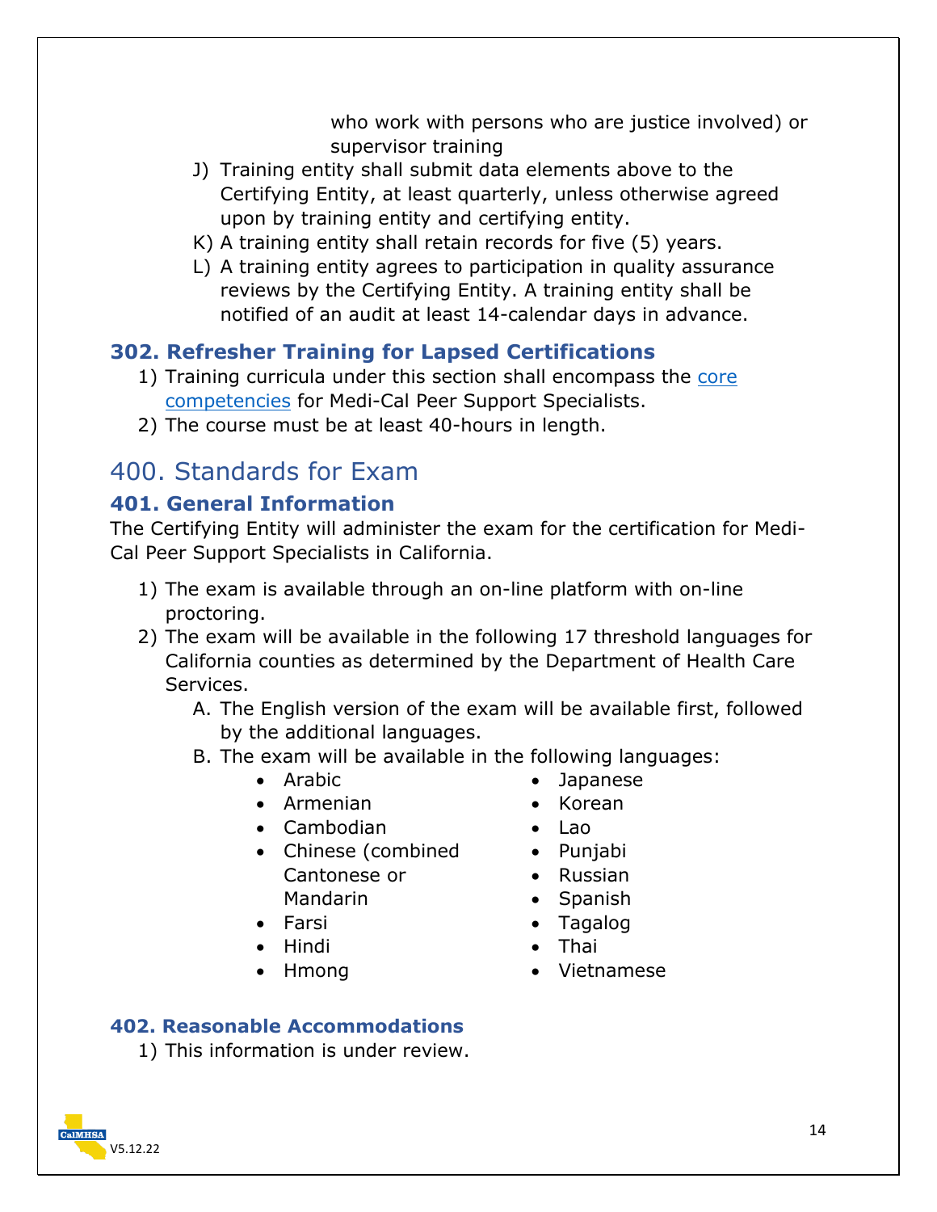who work with persons who are justice involved) or supervisor training

J) Training entity shall submit data elements above to the Certifying Entity, at least quarterly, unless otherwise agreed upon by training entity and certifying entity.

K) A training entity shall retain records for five (5) years.

L) A training entity agrees to participation in quality assurance reviews by the Certifying Entity. A training entity shall be notified of an audit at least 14-calendar days in advance.

### 302. Refresher Training for Lapsed Certifications

1) Training curricula under this section shall encompass the core competencies for Medi-Cal Peer Support Specialists.
2) The course must be at least 40-hours in length.

## 400. Standards for Exam

### 401. General Information

The Certifying Entity will administer the exam for the certification for Medi-Cal Peer Support Specialists in California.

1) The exam is available through an on-line platform with on-line proctoring.
2) The exam will be available in the following 17 threshold languages for California counties as determined by the Department of Health Care Services.
   A. The English version of the exam will be available first, followed by the additional languages.
   B. The exam will be available in the following languages:
      - Arabic
      - Armenian
      - Cambodian
      - Chinese (combined Cantonese or Mandarin
      - Farsi
      - Hindi
      - Hmong
      - Japanese
      - Korean
      - Lao
      - Punjabi
      - Russian
      - Spanish
      - Tagalog
      - Thai
      - Vietnamese

### 402. Reasonable Accommodations

1) This information is under review.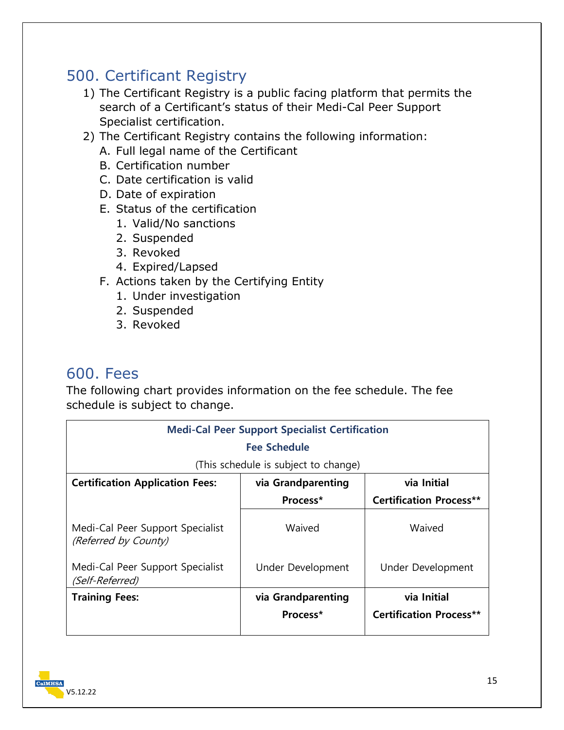## 500. Certificant Registry

1) The Certificant Registry is a public facing platform that permits the search of a Certificant's status of their Medi-Cal Peer Support Specialist certification.
2) The Certificant Registry contains the following information:
   A. Full legal name of the Certificant
   B. Certification number
   C. Date certification is valid
   D. Date of expiration
   E. Status of the certification
      1. Valid/No sanctions
      2. Suspended
      3. Revoked
      4. Expired/Lapsed
   F. Actions taken by the Certifying Entity
      1. Under investigation
      2. Suspended
      3. Revoked

## 600. Fees

The following chart provides information on the fee schedule. The fee schedule is subject to change.

| **Medi-Cal Peer Support Specialist Certification Fee Schedule** (This schedule is subject to change) | | |
|---|---|---|
| **Certification Application Fees:** | **via Grandparenting Process*** | **via Initial Certification Process**** |
| Medi-Cal Peer Support Specialist *(Referred by County)* | Waived | Waived |
| Medi-Cal Peer Support Specialist *(Self-Referred)* | Under Development | Under Development |
| **Training Fees:** | **via Grandparenting Process*** | **via Initial Certification Process**** |

V5.12.22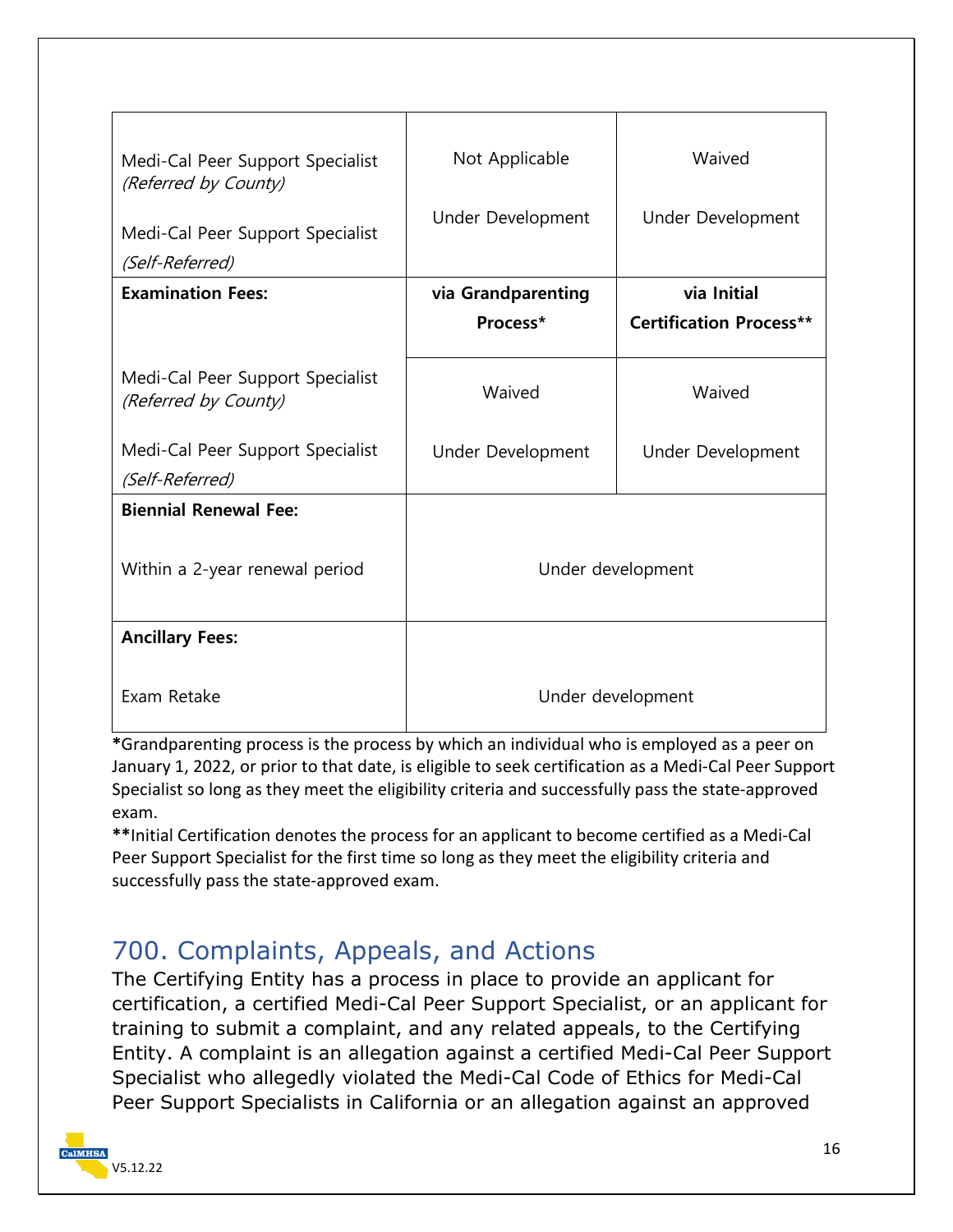| | | |
|---|---|---|
| Medi-Cal Peer Support Specialist *(Referred by County)* | Not Applicable | Waived |
| Medi-Cal Peer Support Specialist *(Self-Referred)* | Under Development | Under Development |
| **Examination Fees:** | **via Grandparenting Process*** | **via Initial Certification Process**** |
| Medi-Cal Peer Support Specialist *(Referred by County)* | Waived | Waived |
| Medi-Cal Peer Support Specialist *(Self-Referred)* | Under Development | Under Development |
| **Biennial Renewal Fee:** | | |
| Within a 2-year renewal period | Under development | |
| **Ancillary Fees:** | | |
| Exam Retake | Under development | |

***Grandparenting process is the process by which an individual who is employed as a peer on January 1, 2022, or prior to that date, is eligible to seek certification as a Medi-Cal Peer Support Specialist so long as they meet the eligibility criteria and successfully pass the state-approved exam.

****Initial Certification denotes the process for an applicant to become certified as a Medi-Cal Peer Support Specialist for the first time so long as they meet the eligibility criteria and successfully pass the state-approved exam.

## 700. Complaints, Appeals, and Actions

The Certifying Entity has a process in place to provide an applicant for certification, a certified Medi-Cal Peer Support Specialist, or an applicant for training to submit a complaint, and any related appeals, to the Certifying Entity. A complaint is an allegation against a certified Medi-Cal Peer Support Specialist who allegedly violated the Medi-Cal Code of Ethics for Medi-Cal Peer Support Specialists in California or an allegation against an approved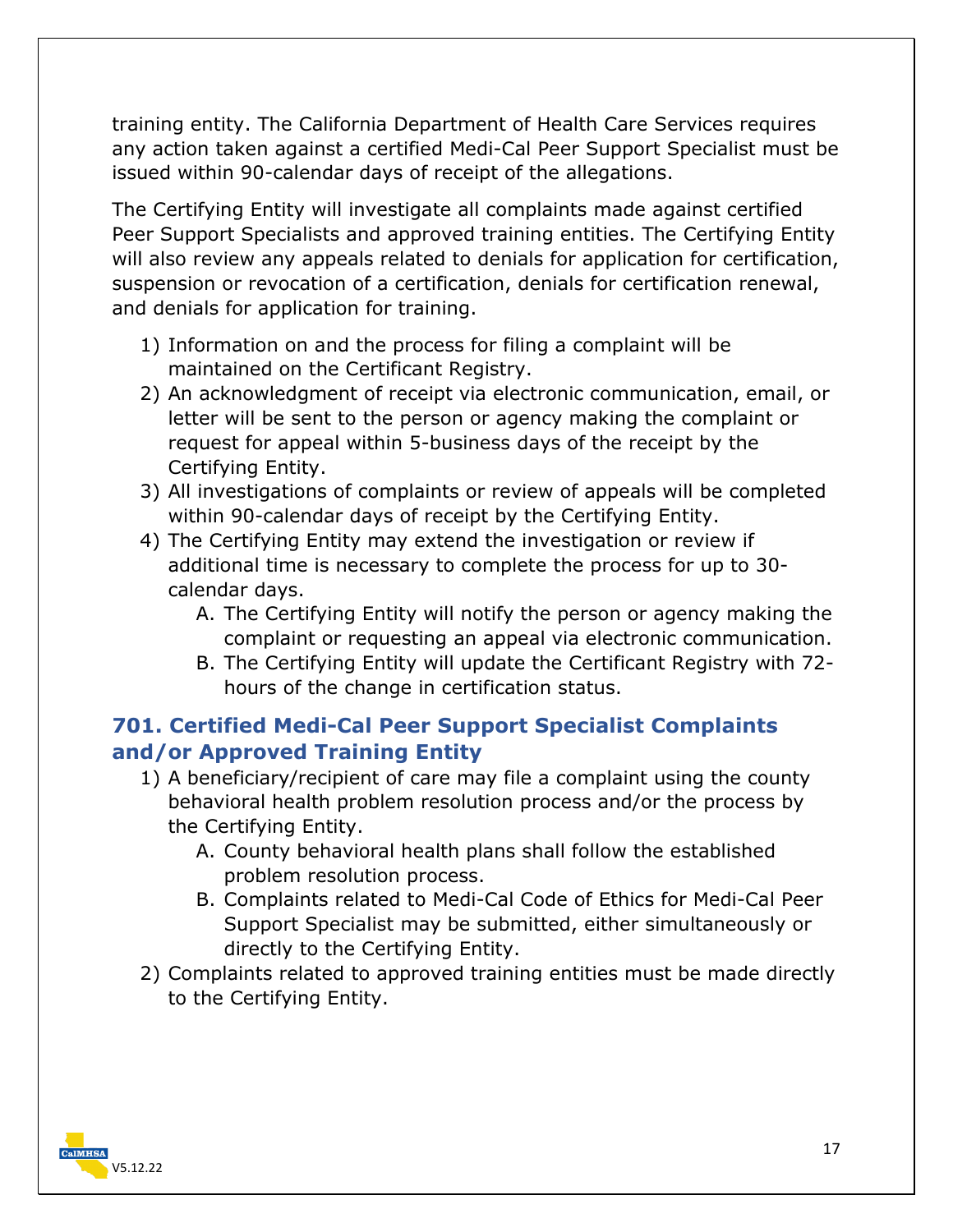training entity. The California Department of Health Care Services requires any action taken against a certified Medi-Cal Peer Support Specialist must be issued within 90-calendar days of receipt of the allegations.

The Certifying Entity will investigate all complaints made against certified Peer Support Specialists and approved training entities. The Certifying Entity will also review any appeals related to denials for application for certification, suspension or revocation of a certification, denials for certification renewal, and denials for application for training.

1) Information on and the process for filing a complaint will be maintained on the Certificant Registry.
2) An acknowledgment of receipt via electronic communication, email, or letter will be sent to the person or agency making the complaint or request for appeal within 5-business days of the receipt by the Certifying Entity.
3) All investigations of complaints or review of appeals will be completed within 90-calendar days of receipt by the Certifying Entity.
4) The Certifying Entity may extend the investigation or review if additional time is necessary to complete the process for up to 30-calendar days.
    A. The Certifying Entity will notify the person or agency making the complaint or requesting an appeal via electronic communication.
    B. The Certifying Entity will update the Certificant Registry with 72-hours of the change in certification status.

## 701. Certified Medi-Cal Peer Support Specialist Complaints and/or Approved Training Entity

1) A beneficiary/recipient of care may file a complaint using the county behavioral health problem resolution process and/or the process by the Certifying Entity.
    A. County behavioral health plans shall follow the established problem resolution process.
    B. Complaints related to Medi-Cal Code of Ethics for Medi-Cal Peer Support Specialist may be submitted, either simultaneously or directly to the Certifying Entity.
2) Complaints related to approved training entities must be made directly to the Certifying Entity.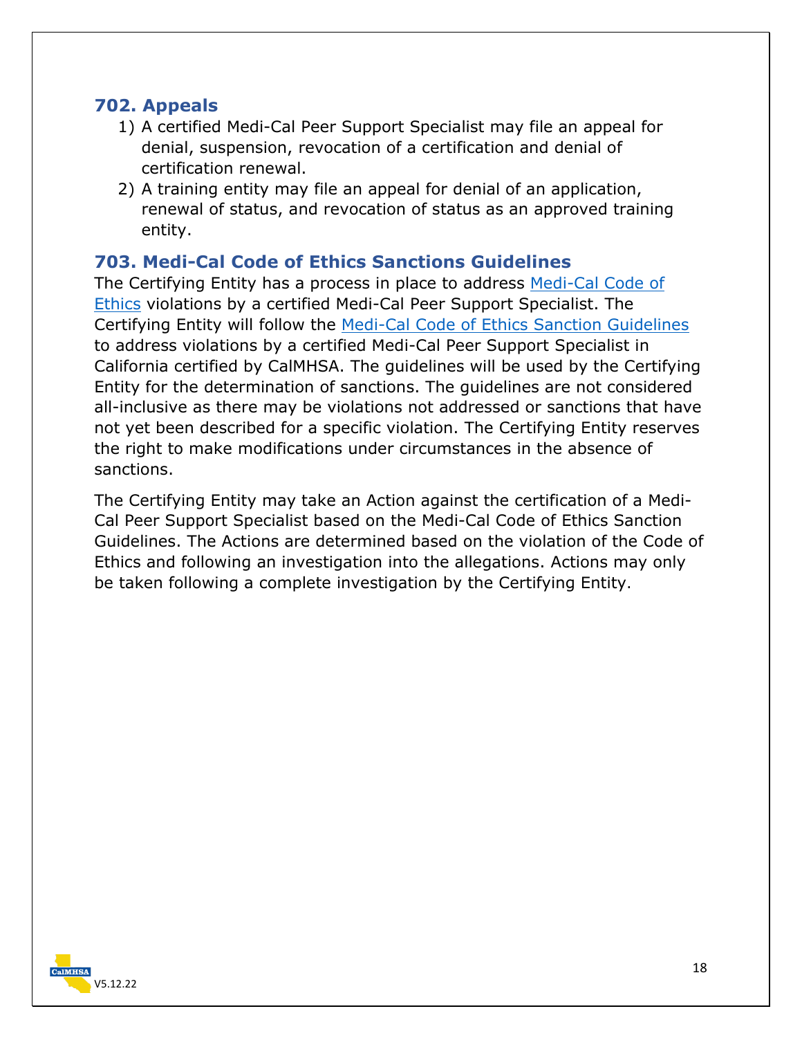### 702. Appeals

1) A certified Medi-Cal Peer Support Specialist may file an appeal for denial, suspension, revocation of a certification and denial of certification renewal.
2) A training entity may file an appeal for denial of an application, renewal of status, and revocation of status as an approved training entity.

### 703. Medi-Cal Code of Ethics Sanctions Guidelines

The Certifying Entity has a process in place to address Medi-Cal Code of Ethics violations by a certified Medi-Cal Peer Support Specialist. The Certifying Entity will follow the Medi-Cal Code of Ethics Sanction Guidelines to address violations by a certified Medi-Cal Peer Support Specialist in California certified by CalMHSA. The guidelines will be used by the Certifying Entity for the determination of sanctions. The guidelines are not considered all-inclusive as there may be violations not addressed or sanctions that have not yet been described for a specific violation. The Certifying Entity reserves the right to make modifications under circumstances in the absence of sanctions.

The Certifying Entity may take an Action against the certification of a Medi-Cal Peer Support Specialist based on the Medi-Cal Code of Ethics Sanction Guidelines. The Actions are determined based on the violation of the Code of Ethics and following an investigation into the allegations. Actions may only be taken following a complete investigation by the Certifying Entity.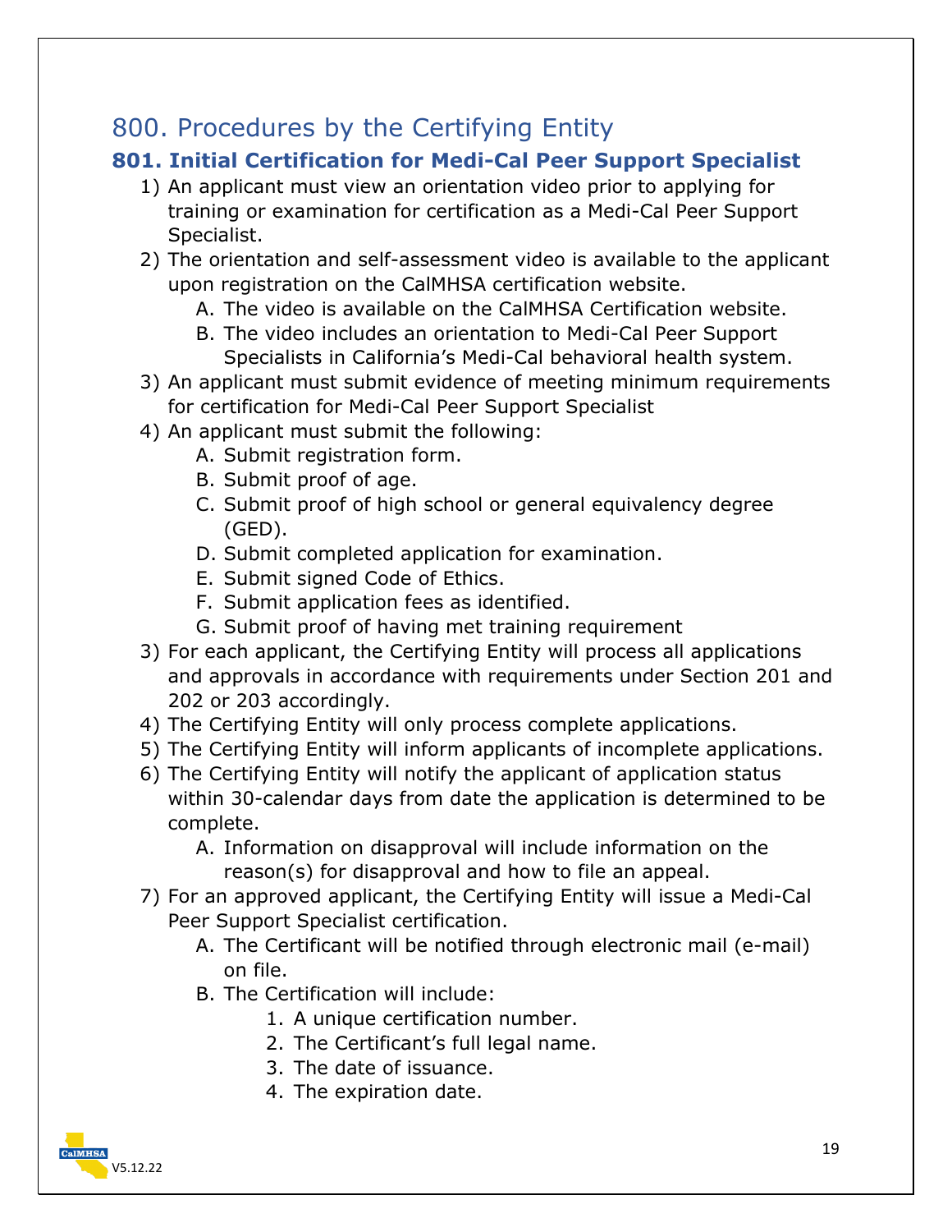# 800. Procedures by the Certifying Entity

## 801. Initial Certification for Medi-Cal Peer Support Specialist

1) An applicant must view an orientation video prior to applying for training or examination for certification as a Medi-Cal Peer Support Specialist.
2) The orientation and self-assessment video is available to the applicant upon registration on the CalMHSA certification website.
   A. The video is available on the CalMHSA Certification website.
   B. The video includes an orientation to Medi-Cal Peer Support Specialists in California's Medi-Cal behavioral health system.
3) An applicant must submit evidence of meeting minimum requirements for certification for Medi-Cal Peer Support Specialist
4) An applicant must submit the following:
   A. Submit registration form.
   B. Submit proof of age.
   C. Submit proof of high school or general equivalency degree (GED).
   D. Submit completed application for examination.
   E. Submit signed Code of Ethics.
   F. Submit application fees as identified.
   G. Submit proof of having met training requirement
3) For each applicant, the Certifying Entity will process all applications and approvals in accordance with requirements under Section 201 and 202 or 203 accordingly.
4) The Certifying Entity will only process complete applications.
5) The Certifying Entity will inform applicants of incomplete applications.
6) The Certifying Entity will notify the applicant of application status within 30-calendar days from date the application is determined to be complete.
   A. Information on disapproval will include information on the reason(s) for disapproval and how to file an appeal.
7) For an approved applicant, the Certifying Entity will issue a Medi-Cal Peer Support Specialist certification.
   A. The Certificant will be notified through electronic mail (e-mail) on file.
   B. The Certification will include:
      1. A unique certification number.
      2. The Certificant's full legal name.
      3. The date of issuance.
      4. The expiration date.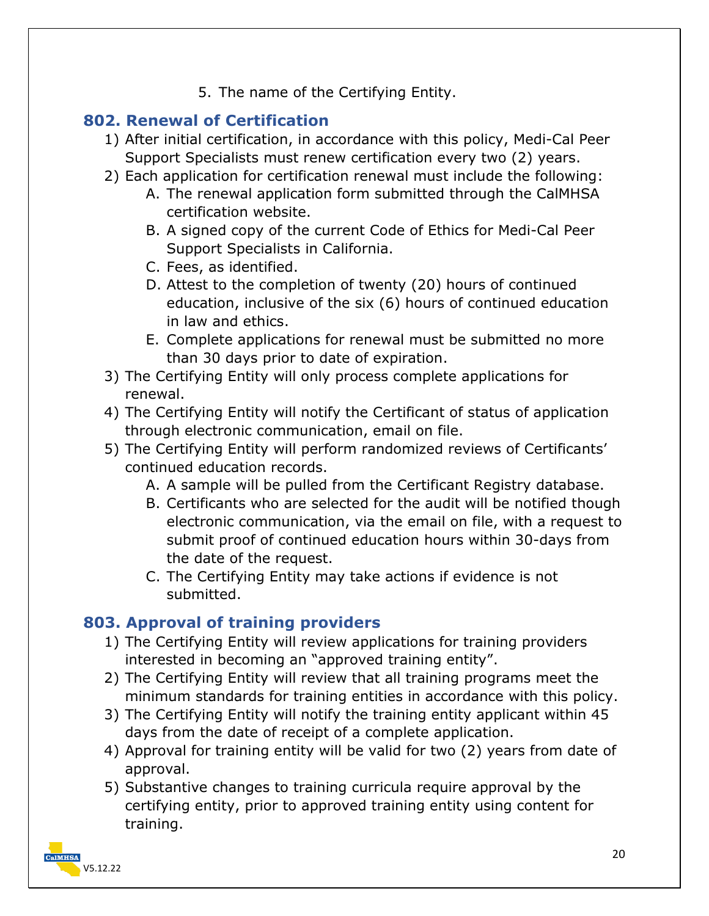5. The name of the Certifying Entity.

## 802. Renewal of Certification

1) After initial certification, in accordance with this policy, Medi-Cal Peer Support Specialists must renew certification every two (2) years.
2) Each application for certification renewal must include the following:
   A. The renewal application form submitted through the CalMHSA certification website.
   B. A signed copy of the current Code of Ethics for Medi-Cal Peer Support Specialists in California.
   C. Fees, as identified.
   D. Attest to the completion of twenty (20) hours of continued education, inclusive of the six (6) hours of continued education in law and ethics.
   E. Complete applications for renewal must be submitted no more than 30 days prior to date of expiration.
3) The Certifying Entity will only process complete applications for renewal.
4) The Certifying Entity will notify the Certificant of status of application through electronic communication, email on file.
5) The Certifying Entity will perform randomized reviews of Certificants' continued education records.
   A. A sample will be pulled from the Certificant Registry database.
   B. Certificants who are selected for the audit will be notified though electronic communication, via the email on file, with a request to submit proof of continued education hours within 30-days from the date of the request.
   C. The Certifying Entity may take actions if evidence is not submitted.

## 803. Approval of training providers

1) The Certifying Entity will review applications for training providers interested in becoming an "approved training entity".
2) The Certifying Entity will review that all training programs meet the minimum standards for training entities in accordance with this policy.
3) The Certifying Entity will notify the training entity applicant within 45 days from the date of receipt of a complete application.
4) Approval for training entity will be valid for two (2) years from date of approval.
5) Substantive changes to training curricula require approval by the certifying entity, prior to approved training entity using content for training.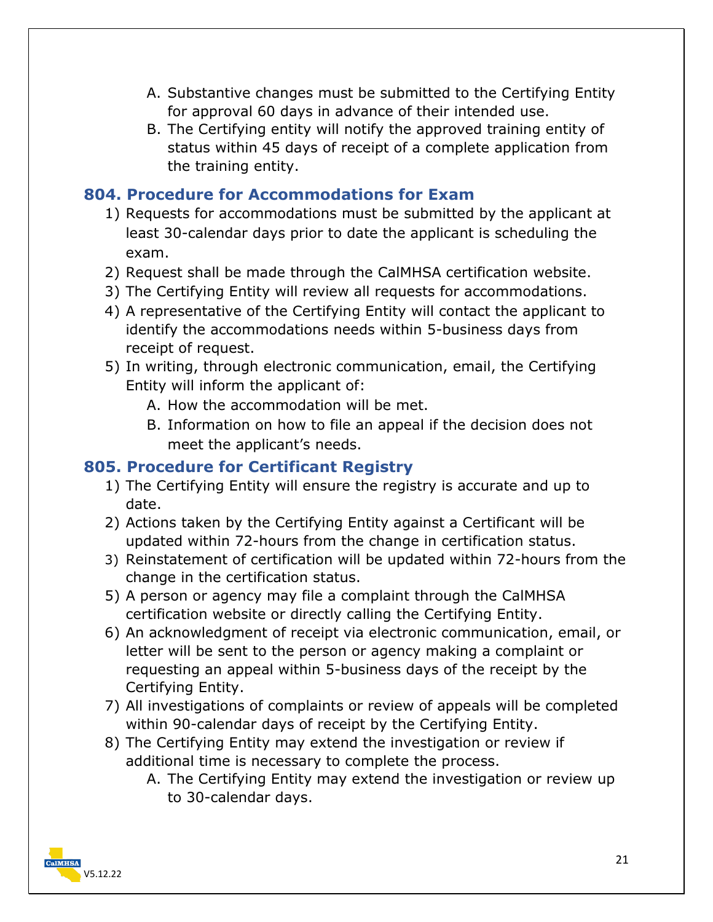A. Substantive changes must be submitted to the Certifying Entity for approval 60 days in advance of their intended use.
B. The Certifying entity will notify the approved training entity of status within 45 days of receipt of a complete application from the training entity.

## 804. Procedure for Accommodations for Exam

1) Requests for accommodations must be submitted by the applicant at least 30-calendar days prior to date the applicant is scheduling the exam.
2) Request shall be made through the CalMHSA certification website.
3) The Certifying Entity will review all requests for accommodations.
4) A representative of the Certifying Entity will contact the applicant to identify the accommodations needs within 5-business days from receipt of request.
5) In writing, through electronic communication, email, the Certifying Entity will inform the applicant of:
   A. How the accommodation will be met.
   B. Information on how to file an appeal if the decision does not meet the applicant's needs.

## 805. Procedure for Certificant Registry

1) The Certifying Entity will ensure the registry is accurate and up to date.
2) Actions taken by the Certifying Entity against a Certificant will be updated within 72-hours from the change in certification status.
3) Reinstatement of certification will be updated within 72-hours from the change in the certification status.
5) A person or agency may file a complaint through the CalMHSA certification website or directly calling the Certifying Entity.
6) An acknowledgment of receipt via electronic communication, email, or letter will be sent to the person or agency making a complaint or requesting an appeal within 5-business days of the receipt by the Certifying Entity.
7) All investigations of complaints or review of appeals will be completed within 90-calendar days of receipt by the Certifying Entity.
8) The Certifying Entity may extend the investigation or review if additional time is necessary to complete the process.
   A. The Certifying Entity may extend the investigation or review up to 30-calendar days.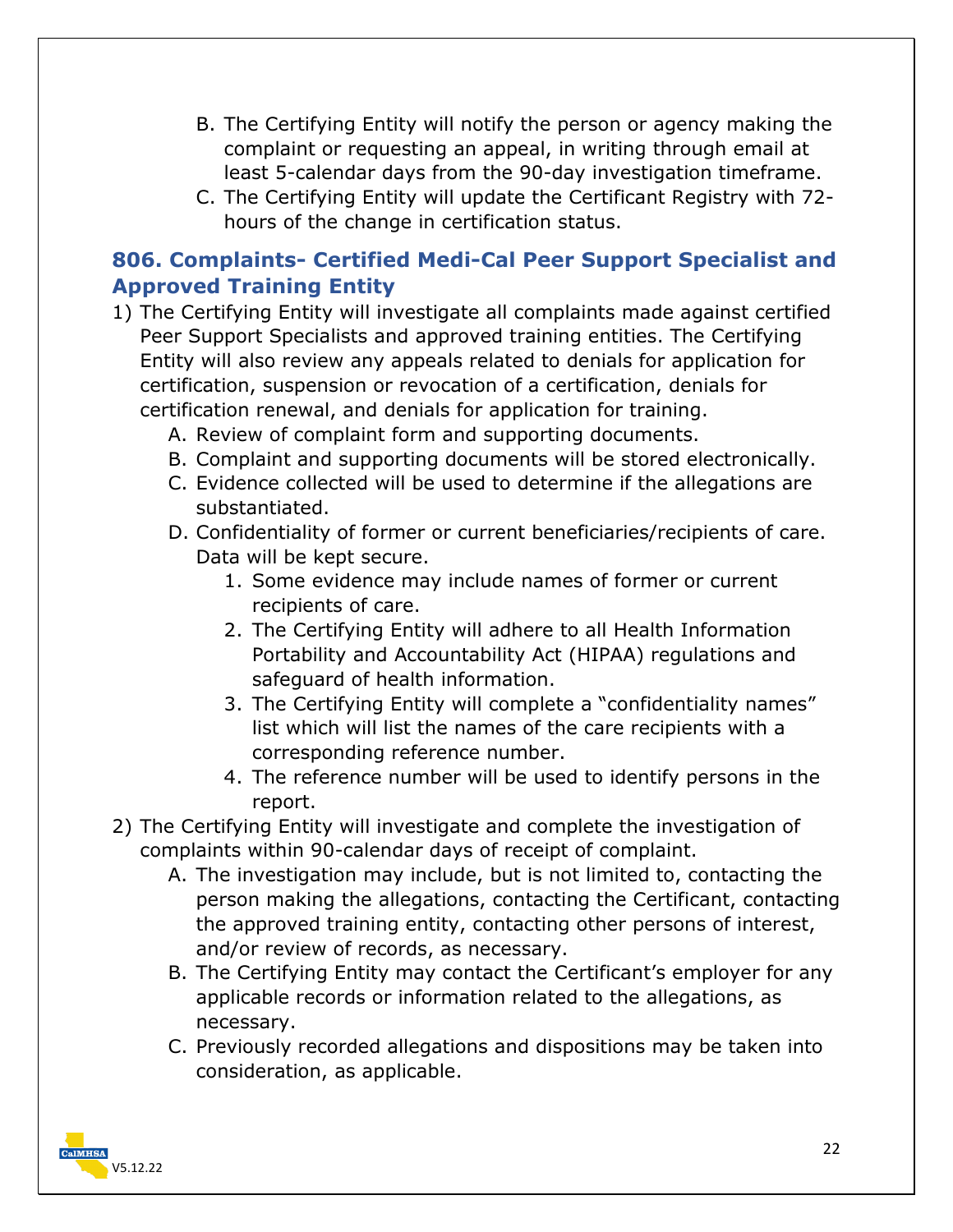B. The Certifying Entity will notify the person or agency making the complaint or requesting an appeal, in writing through email at least 5-calendar days from the 90-day investigation timeframe.

C. The Certifying Entity will update the Certificant Registry with 72-hours of the change in certification status.

## 806. Complaints- Certified Medi-Cal Peer Support Specialist and Approved Training Entity

1) The Certifying Entity will investigate all complaints made against certified Peer Support Specialists and approved training entities. The Certifying Entity will also review any appeals related to denials for application for certification, suspension or revocation of a certification, denials for certification renewal, and denials for application for training.
    - A. Review of complaint form and supporting documents.
    - B. Complaint and supporting documents will be stored electronically.
    - C. Evidence collected will be used to determine if the allegations are substantiated.
    - D. Confidentiality of former or current beneficiaries/recipients of care. Data will be kept secure.
        1. Some evidence may include names of former or current recipients of care.
        2. The Certifying Entity will adhere to all Health Information Portability and Accountability Act (HIPAA) regulations and safeguard of health information.
        3. The Certifying Entity will complete a "confidentiality names" list which will list the names of the care recipients with a corresponding reference number.
        4. The reference number will be used to identify persons in the report.
2) The Certifying Entity will investigate and complete the investigation of complaints within 90-calendar days of receipt of complaint.
    - A. The investigation may include, but is not limited to, contacting the person making the allegations, contacting the Certificant, contacting the approved training entity, contacting other persons of interest, and/or review of records, as necessary.
    - B. The Certifying Entity may contact the Certificant's employer for any applicable records or information related to the allegations, as necessary.
    - C. Previously recorded allegations and dispositions may be taken into consideration, as applicable.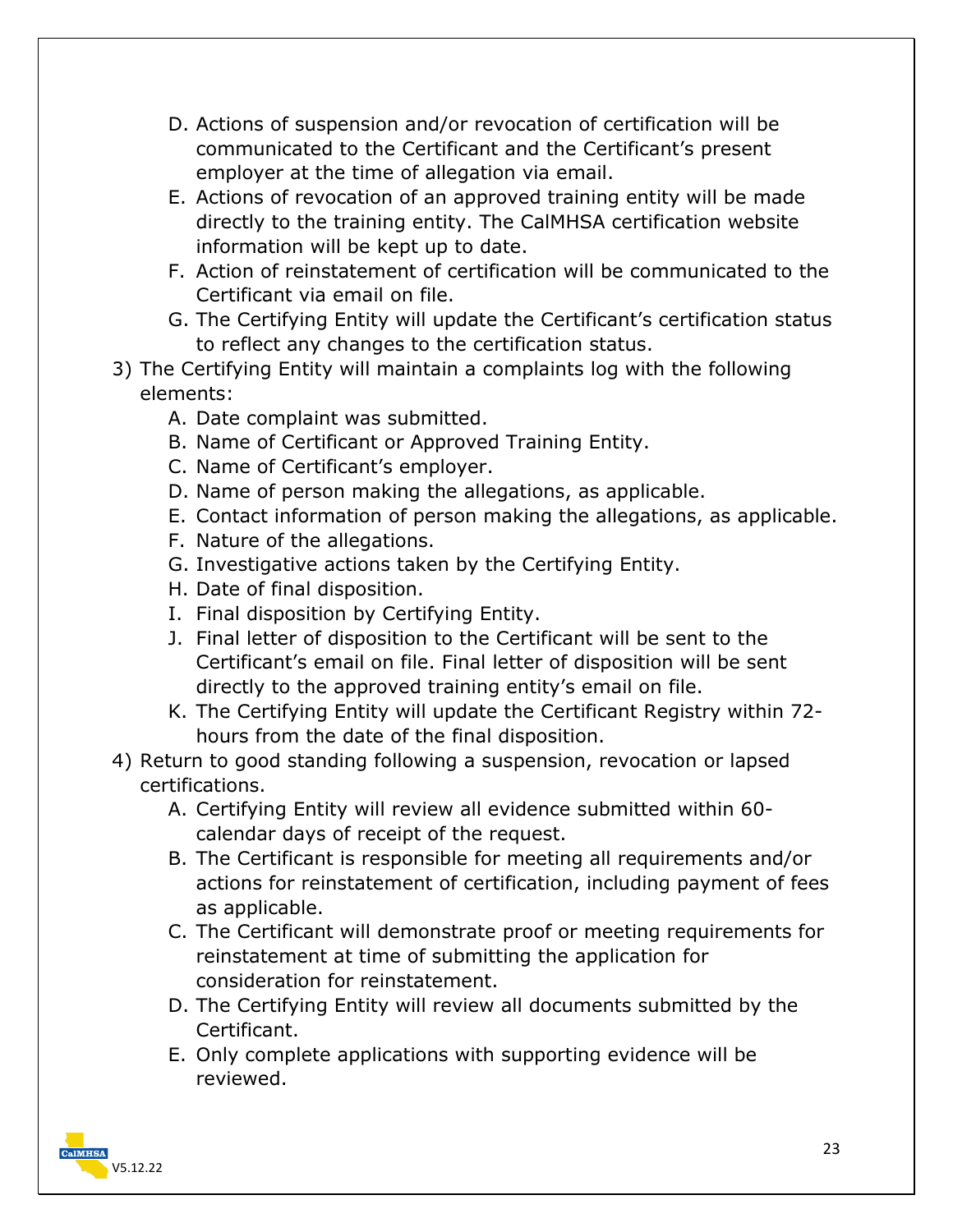D. Actions of suspension and/or revocation of certification will be communicated to the Certificant and the Certificant's present employer at the time of allegation via email.
   E. Actions of revocation of an approved training entity will be made directly to the training entity. The CalMHSA certification website information will be kept up to date.
   F. Action of reinstatement of certification will be communicated to the Certificant via email on file.
   G. The Certifying Entity will update the Certificant's certification status to reflect any changes to the certification status.

3) The Certifying Entity will maintain a complaints log with the following elements:
   A. Date complaint was submitted.
   B. Name of Certificant or Approved Training Entity.
   C. Name of Certificant's employer.
   D. Name of person making the allegations, as applicable.
   E. Contact information of person making the allegations, as applicable.
   F. Nature of the allegations.
   G. Investigative actions taken by the Certifying Entity.
   H. Date of final disposition.
   I. Final disposition by Certifying Entity.
   J. Final letter of disposition to the Certificant will be sent to the Certificant's email on file. Final letter of disposition will be sent directly to the approved training entity's email on file.
   K. The Certifying Entity will update the Certificant Registry within 72-hours from the date of the final disposition.

4) Return to good standing following a suspension, revocation or lapsed certifications.
   A. Certifying Entity will review all evidence submitted within 60-calendar days of receipt of the request.
   B. The Certificant is responsible for meeting all requirements and/or actions for reinstatement of certification, including payment of fees as applicable.
   C. The Certificant will demonstrate proof or meeting requirements for reinstatement at time of submitting the application for consideration for reinstatement.
   D. The Certifying Entity will review all documents submitted by the Certificant.
   E. Only complete applications with supporting evidence will be reviewed.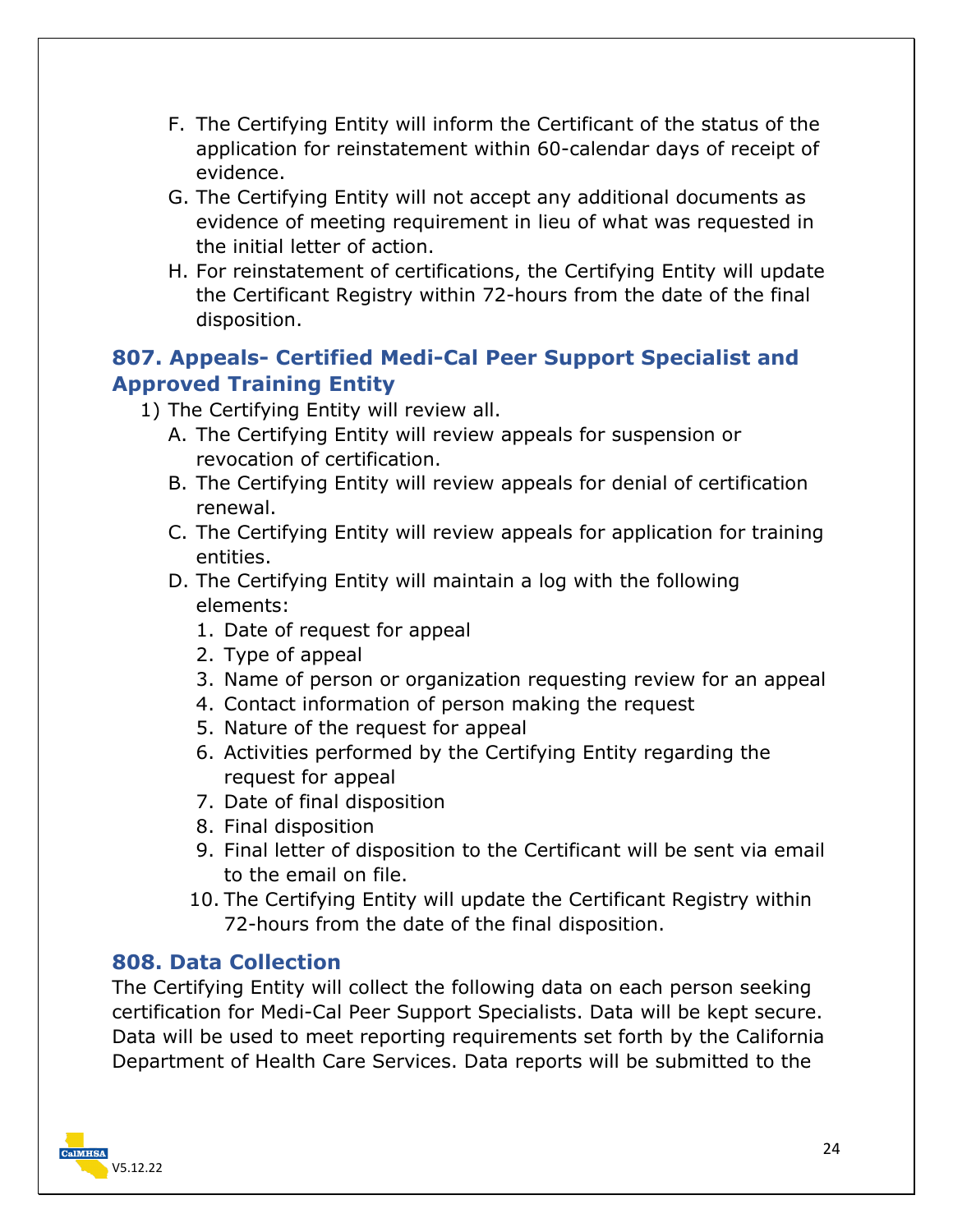F. The Certifying Entity will inform the Certificant of the status of the application for reinstatement within 60-calendar days of receipt of evidence.
G. The Certifying Entity will not accept any additional documents as evidence of meeting requirement in lieu of what was requested in the initial letter of action.
H. For reinstatement of certifications, the Certifying Entity will update the Certificant Registry within 72-hours from the date of the final disposition.

## 807. Appeals- Certified Medi-Cal Peer Support Specialist and Approved Training Entity

1) The Certifying Entity will review all.
   A. The Certifying Entity will review appeals for suspension or revocation of certification.
   B. The Certifying Entity will review appeals for denial of certification renewal.
   C. The Certifying Entity will review appeals for application for training entities.
   D. The Certifying Entity will maintain a log with the following elements:
      1. Date of request for appeal
      2. Type of appeal
      3. Name of person or organization requesting review for an appeal
      4. Contact information of person making the request
      5. Nature of the request for appeal
      6. Activities performed by the Certifying Entity regarding the request for appeal
      7. Date of final disposition
      8. Final disposition
      9. Final letter of disposition to the Certificant will be sent via email to the email on file.
      10. The Certifying Entity will update the Certificant Registry within 72-hours from the date of the final disposition.

## 808. Data Collection

The Certifying Entity will collect the following data on each person seeking certification for Medi-Cal Peer Support Specialists. Data will be kept secure. Data will be used to meet reporting requirements set forth by the California Department of Health Care Services. Data reports will be submitted to the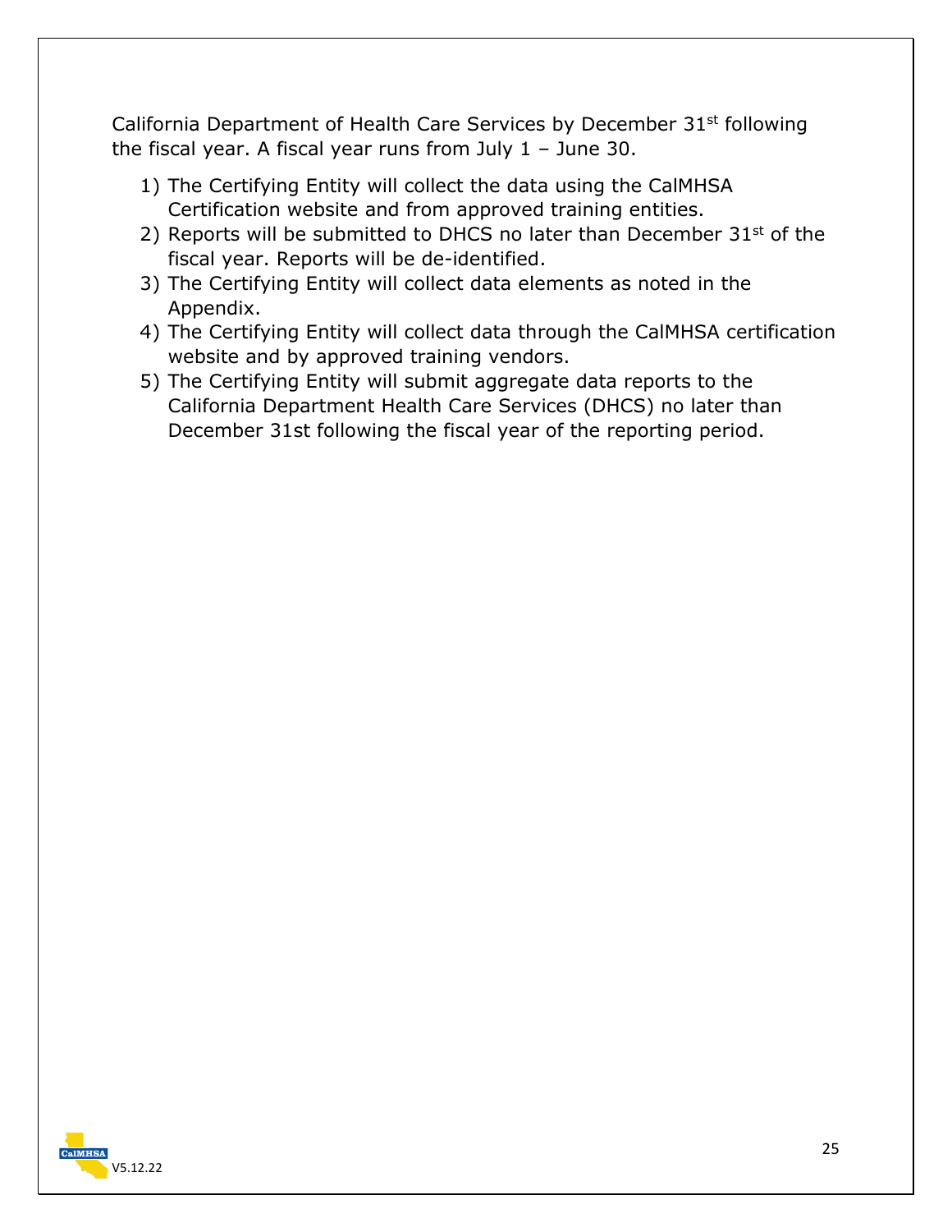California Department of Health Care Services by December 31st following the fiscal year. A fiscal year runs from July 1 – June 30.

1) The Certifying Entity will collect the data using the CalMHSA Certification website and from approved training entities.
2) Reports will be submitted to DHCS no later than December 31st of the fiscal year. Reports will be de-identified.
3) The Certifying Entity will collect data elements as noted in the Appendix.
4) The Certifying Entity will collect data through the CalMHSA certification website and by approved training vendors.
5) The Certifying Entity will submit aggregate data reports to the California Department Health Care Services (DHCS) no later than December 31st following the fiscal year of the reporting period.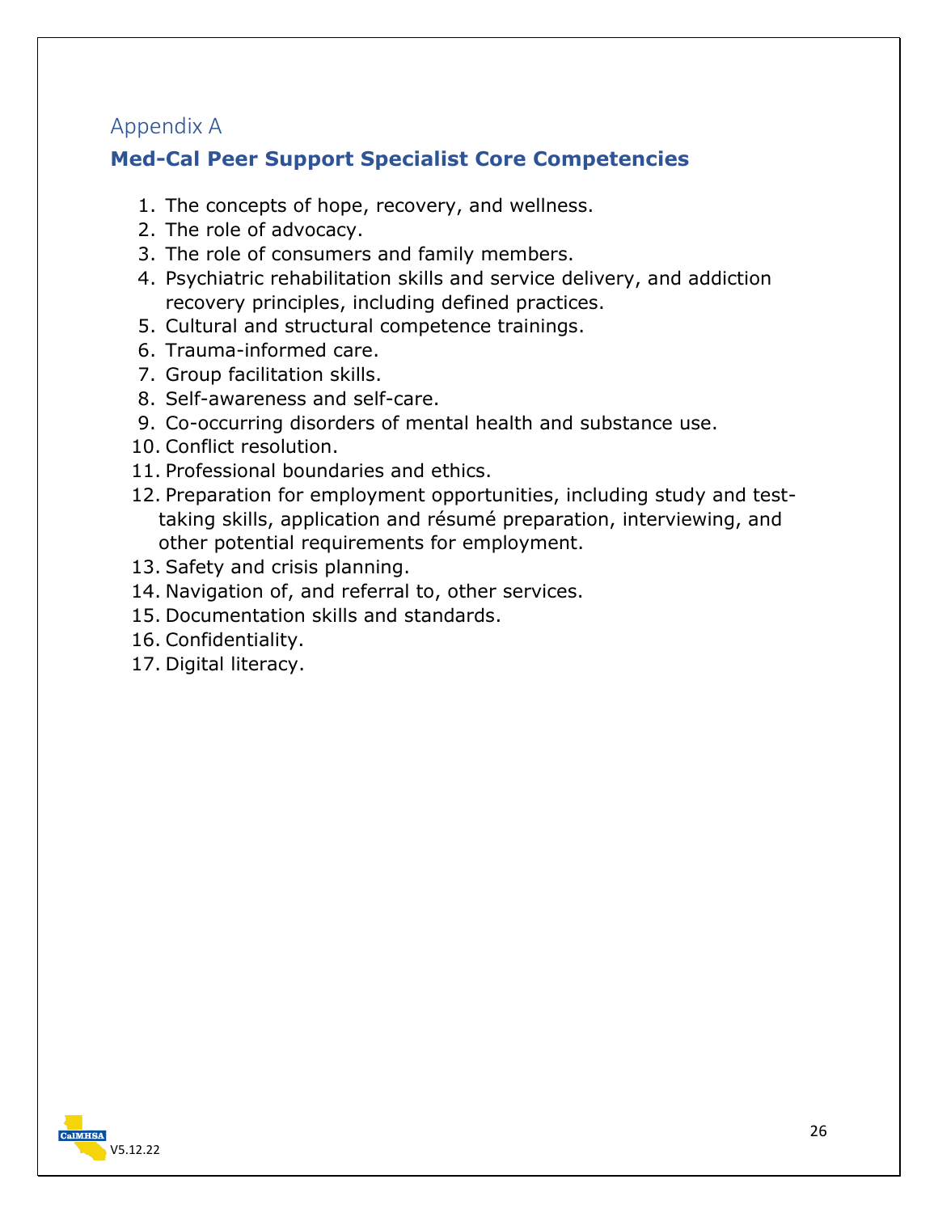## Appendix A

### Med-Cal Peer Support Specialist Core Competencies

1. The concepts of hope, recovery, and wellness.
2. The role of advocacy.
3. The role of consumers and family members.
4. Psychiatric rehabilitation skills and service delivery, and addiction recovery principles, including defined practices.
5. Cultural and structural competence trainings.
6. Trauma-informed care.
7. Group facilitation skills.
8. Self-awareness and self-care.
9. Co-occurring disorders of mental health and substance use.
10. Conflict resolution.
11. Professional boundaries and ethics.
12. Preparation for employment opportunities, including study and test-taking skills, application and résumé preparation, interviewing, and other potential requirements for employment.
13. Safety and crisis planning.
14. Navigation of, and referral to, other services.
15. Documentation skills and standards.
16. Confidentiality.
17. Digital literacy.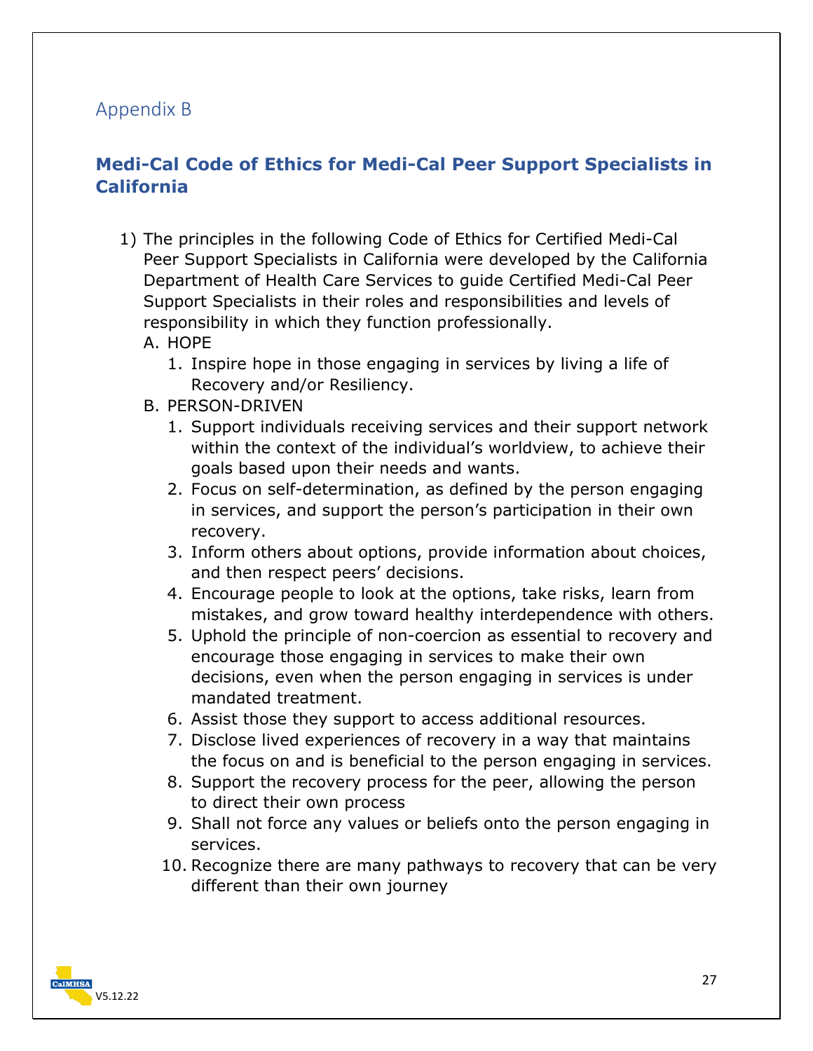## Appendix B

### Medi-Cal Code of Ethics for Medi-Cal Peer Support Specialists in California

1) The principles in the following Code of Ethics for Certified Medi-Cal Peer Support Specialists in California were developed by the California Department of Health Care Services to guide Certified Medi-Cal Peer Support Specialists in their roles and responsibilities and levels of responsibility in which they function professionally.

   A. HOPE

      1. Inspire hope in those engaging in services by living a life of Recovery and/or Resiliency.

   B. PERSON-DRIVEN

      1. Support individuals receiving services and their support network within the context of the individual's worldview, to achieve their goals based upon their needs and wants.
      2. Focus on self-determination, as defined by the person engaging in services, and support the person's participation in their own recovery.
      3. Inform others about options, provide information about choices, and then respect peers' decisions.
      4. Encourage people to look at the options, take risks, learn from mistakes, and grow toward healthy interdependence with others.
      5. Uphold the principle of non-coercion as essential to recovery and encourage those engaging in services to make their own decisions, even when the person engaging in services is under mandated treatment.
      6. Assist those they support to access additional resources.
      7. Disclose lived experiences of recovery in a way that maintains the focus on and is beneficial to the person engaging in services.
      8. Support the recovery process for the peer, allowing the person to direct their own process
      9. Shall not force any values or beliefs onto the person engaging in services.
      10. Recognize there are many pathways to recovery that can be very different than their own journey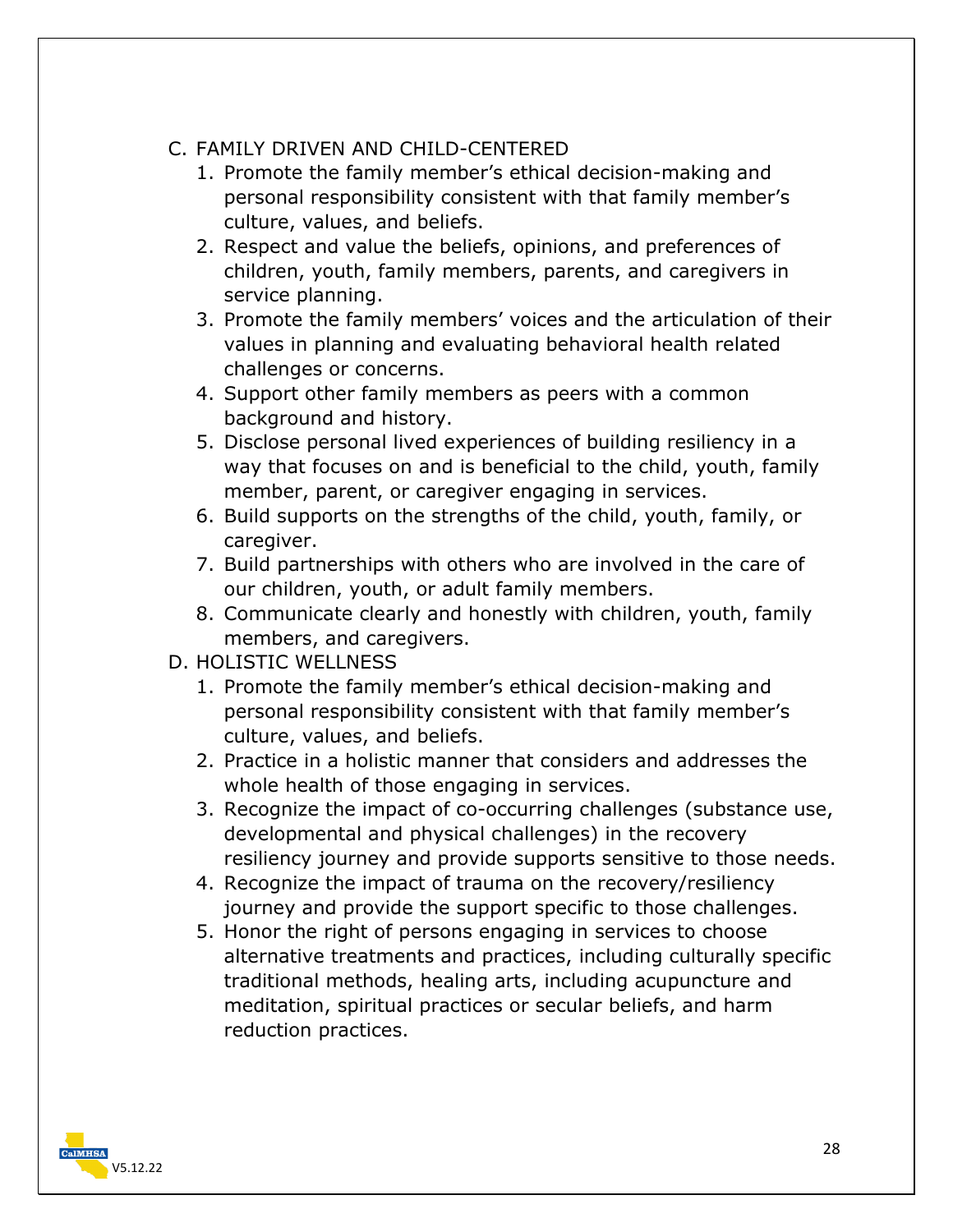C. FAMILY DRIVEN AND CHILD-CENTERED
    1. Promote the family member's ethical decision-making and personal responsibility consistent with that family member's culture, values, and beliefs.
    2. Respect and value the beliefs, opinions, and preferences of children, youth, family members, parents, and caregivers in service planning.
    3. Promote the family members' voices and the articulation of their values in planning and evaluating behavioral health related challenges or concerns.
    4. Support other family members as peers with a common background and history.
    5. Disclose personal lived experiences of building resiliency in a way that focuses on and is beneficial to the child, youth, family member, parent, or caregiver engaging in services.
    6. Build supports on the strengths of the child, youth, family, or caregiver.
    7. Build partnerships with others who are involved in the care of our children, youth, or adult family members.
    8. Communicate clearly and honestly with children, youth, family members, and caregivers.

D. HOLISTIC WELLNESS
    1. Promote the family member's ethical decision-making and personal responsibility consistent with that family member's culture, values, and beliefs.
    2. Practice in a holistic manner that considers and addresses the whole health of those engaging in services.
    3. Recognize the impact of co-occurring challenges (substance use, developmental and physical challenges) in the recovery resiliency journey and provide supports sensitive to those needs.
    4. Recognize the impact of trauma on the recovery/resiliency journey and provide the support specific to those challenges.
    5. Honor the right of persons engaging in services to choose alternative treatments and practices, including culturally specific traditional methods, healing arts, including acupuncture and meditation, spiritual practices or secular beliefs, and harm reduction practices.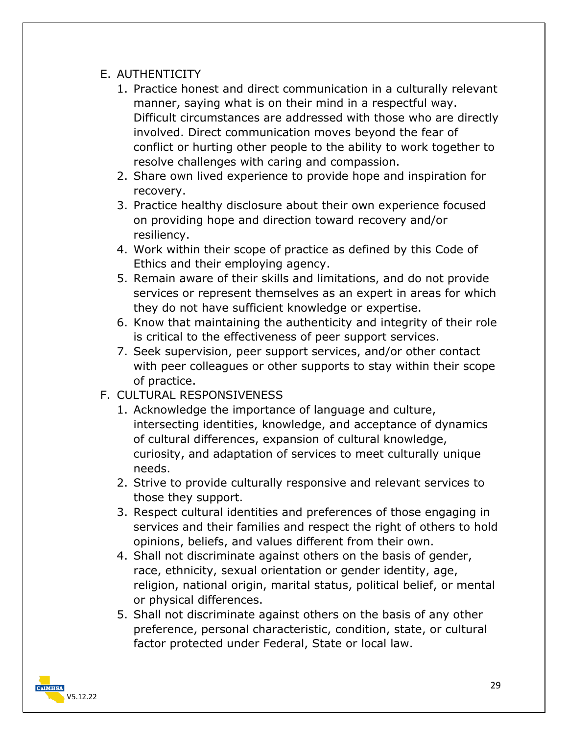E. AUTHENTICITY
   1. Practice honest and direct communication in a culturally relevant manner, saying what is on their mind in a respectful way. Difficult circumstances are addressed with those who are directly involved. Direct communication moves beyond the fear of conflict or hurting other people to the ability to work together to resolve challenges with caring and compassion.
   2. Share own lived experience to provide hope and inspiration for recovery.
   3. Practice healthy disclosure about their own experience focused on providing hope and direction toward recovery and/or resiliency.
   4. Work within their scope of practice as defined by this Code of Ethics and their employing agency.
   5. Remain aware of their skills and limitations, and do not provide services or represent themselves as an expert in areas for which they do not have sufficient knowledge or expertise.
   6. Know that maintaining the authenticity and integrity of their role is critical to the effectiveness of peer support services.
   7. Seek supervision, peer support services, and/or other contact with peer colleagues or other supports to stay within their scope of practice.

F. CULTURAL RESPONSIVENESS
   1. Acknowledge the importance of language and culture, intersecting identities, knowledge, and acceptance of dynamics of cultural differences, expansion of cultural knowledge, curiosity, and adaptation of services to meet culturally unique needs.
   2. Strive to provide culturally responsive and relevant services to those they support.
   3. Respect cultural identities and preferences of those engaging in services and their families and respect the right of others to hold opinions, beliefs, and values different from their own.
   4. Shall not discriminate against others on the basis of gender, race, ethnicity, sexual orientation or gender identity, age, religion, national origin, marital status, political belief, or mental or physical differences.
   5. Shall not discriminate against others on the basis of any other preference, personal characteristic, condition, state, or cultural factor protected under Federal, State or local law.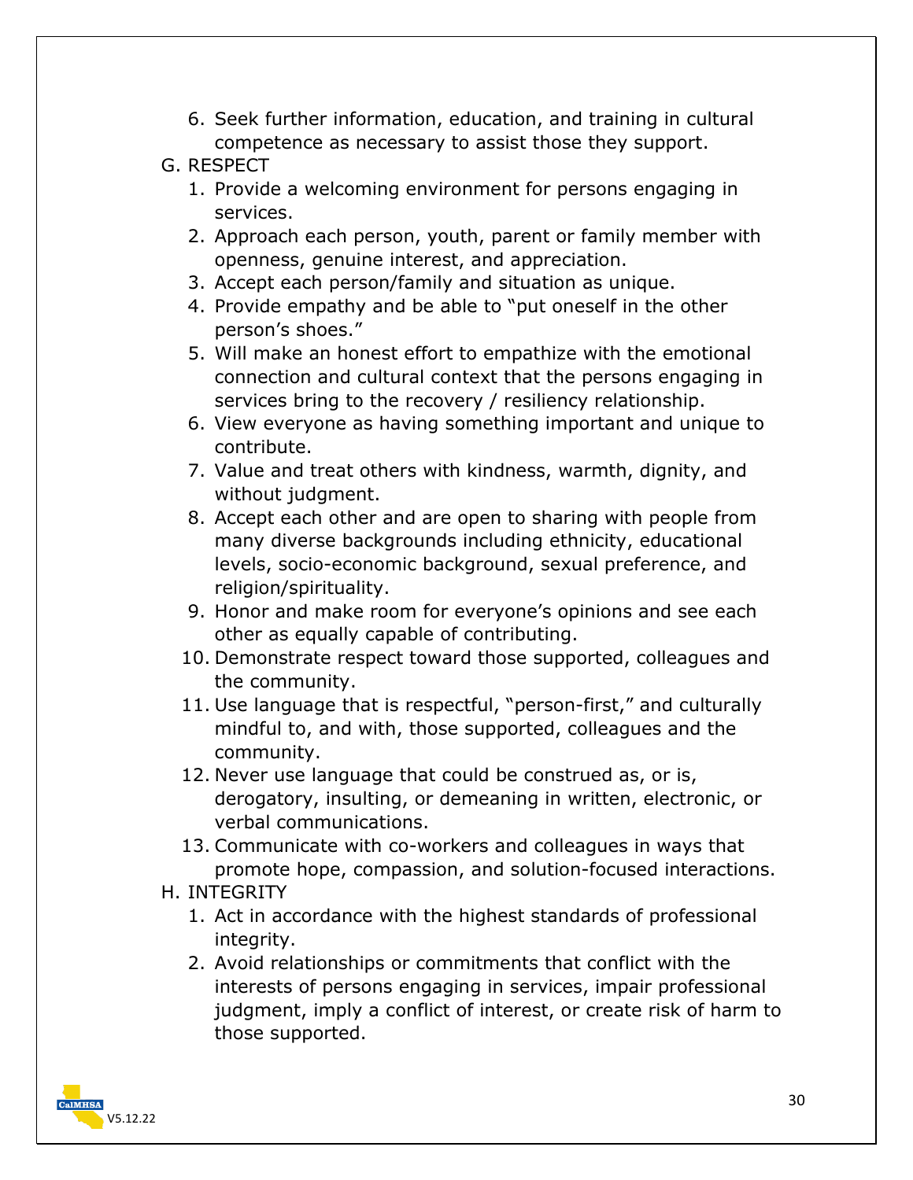6. Seek further information, education, and training in cultural competence as necessary to assist those they support.

G. RESPECT

1. Provide a welcoming environment for persons engaging in services.
2. Approach each person, youth, parent or family member with openness, genuine interest, and appreciation.
3. Accept each person/family and situation as unique.
4. Provide empathy and be able to "put oneself in the other person's shoes."
5. Will make an honest effort to empathize with the emotional connection and cultural context that the persons engaging in services bring to the recovery / resiliency relationship.
6. View everyone as having something important and unique to contribute.
7. Value and treat others with kindness, warmth, dignity, and without judgment.
8. Accept each other and are open to sharing with people from many diverse backgrounds including ethnicity, educational levels, socio-economic background, sexual preference, and religion/spirituality.
9. Honor and make room for everyone's opinions and see each other as equally capable of contributing.
10. Demonstrate respect toward those supported, colleagues and the community.
11. Use language that is respectful, "person-first," and culturally mindful to, and with, those supported, colleagues and the community.
12. Never use language that could be construed as, or is, derogatory, insulting, or demeaning in written, electronic, or verbal communications.
13. Communicate with co-workers and colleagues in ways that promote hope, compassion, and solution-focused interactions.

H. INTEGRITY

1. Act in accordance with the highest standards of professional integrity.
2. Avoid relationships or commitments that conflict with the interests of persons engaging in services, impair professional judgment, imply a conflict of interest, or create risk of harm to those supported.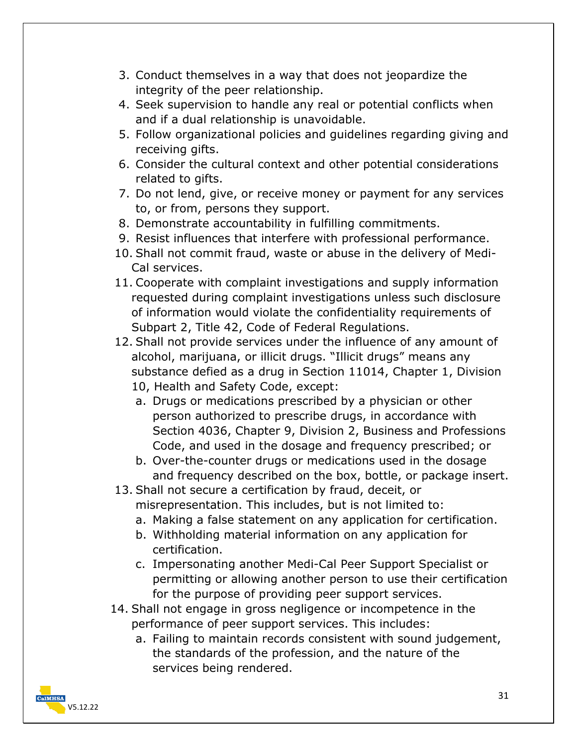3. Conduct themselves in a way that does not jeopardize the integrity of the peer relationship.
4. Seek supervision to handle any real or potential conflicts when and if a dual relationship is unavoidable.
5. Follow organizational policies and guidelines regarding giving and receiving gifts.
6. Consider the cultural context and other potential considerations related to gifts.
7. Do not lend, give, or receive money or payment for any services to, or from, persons they support.
8. Demonstrate accountability in fulfilling commitments.
9. Resist influences that interfere with professional performance.
10. Shall not commit fraud, waste or abuse in the delivery of Medi-Cal services.
11. Cooperate with complaint investigations and supply information requested during complaint investigations unless such disclosure of information would violate the confidentiality requirements of Subpart 2, Title 42, Code of Federal Regulations.
12. Shall not provide services under the influence of any amount of alcohol, marijuana, or illicit drugs. "Illicit drugs" means any substance defied as a drug in Section 11014, Chapter 1, Division 10, Health and Safety Code, except:
    a. Drugs or medications prescribed by a physician or other person authorized to prescribe drugs, in accordance with Section 4036, Chapter 9, Division 2, Business and Professions Code, and used in the dosage and frequency prescribed; or
    b. Over-the-counter drugs or medications used in the dosage and frequency described on the box, bottle, or package insert.
13. Shall not secure a certification by fraud, deceit, or misrepresentation. This includes, but is not limited to:
    a. Making a false statement on any application for certification.
    b. Withholding material information on any application for certification.
    c. Impersonating another Medi-Cal Peer Support Specialist or permitting or allowing another person to use their certification for the purpose of providing peer support services.
14. Shall not engage in gross negligence or incompetence in the performance of peer support services. This includes:
    a. Failing to maintain records consistent with sound judgement, the standards of the profession, and the nature of the services being rendered.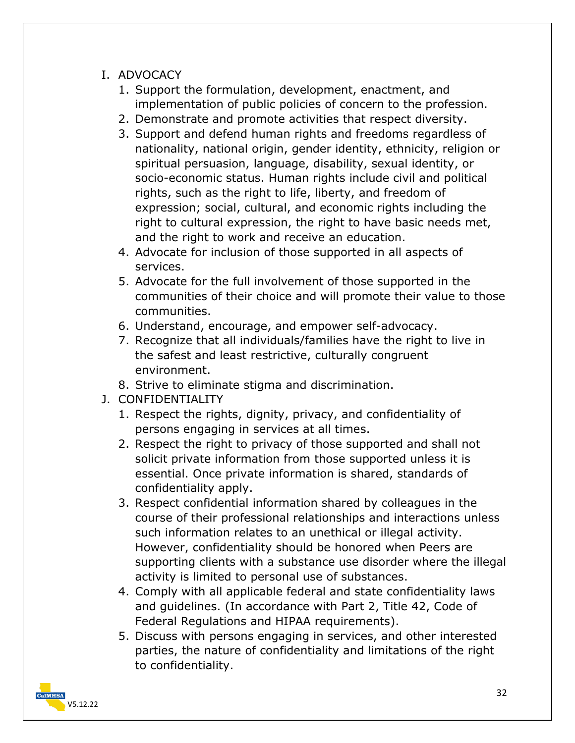I. ADVOCACY
   1. Support the formulation, development, enactment, and implementation of public policies of concern to the profession.
   2. Demonstrate and promote activities that respect diversity.
   3. Support and defend human rights and freedoms regardless of nationality, national origin, gender identity, ethnicity, religion or spiritual persuasion, language, disability, sexual identity, or socio-economic status. Human rights include civil and political rights, such as the right to life, liberty, and freedom of expression; social, cultural, and economic rights including the right to cultural expression, the right to have basic needs met, and the right to work and receive an education.
   4. Advocate for inclusion of those supported in all aspects of services.
   5. Advocate for the full involvement of those supported in the communities of their choice and will promote their value to those communities.
   6. Understand, encourage, and empower self-advocacy.
   7. Recognize that all individuals/families have the right to live in the safest and least restrictive, culturally congruent environment.
   8. Strive to eliminate stigma and discrimination.

J. CONFIDENTIALITY
   1. Respect the rights, dignity, privacy, and confidentiality of persons engaging in services at all times.
   2. Respect the right to privacy of those supported and shall not solicit private information from those supported unless it is essential. Once private information is shared, standards of confidentiality apply.
   3. Respect confidential information shared by colleagues in the course of their professional relationships and interactions unless such information relates to an unethical or illegal activity. However, confidentiality should be honored when Peers are supporting clients with a substance use disorder where the illegal activity is limited to personal use of substances.
   4. Comply with all applicable federal and state confidentiality laws and guidelines. (In accordance with Part 2, Title 42, Code of Federal Regulations and HIPAA requirements).
   5. Discuss with persons engaging in services, and other interested parties, the nature of confidentiality and limitations of the right to confidentiality.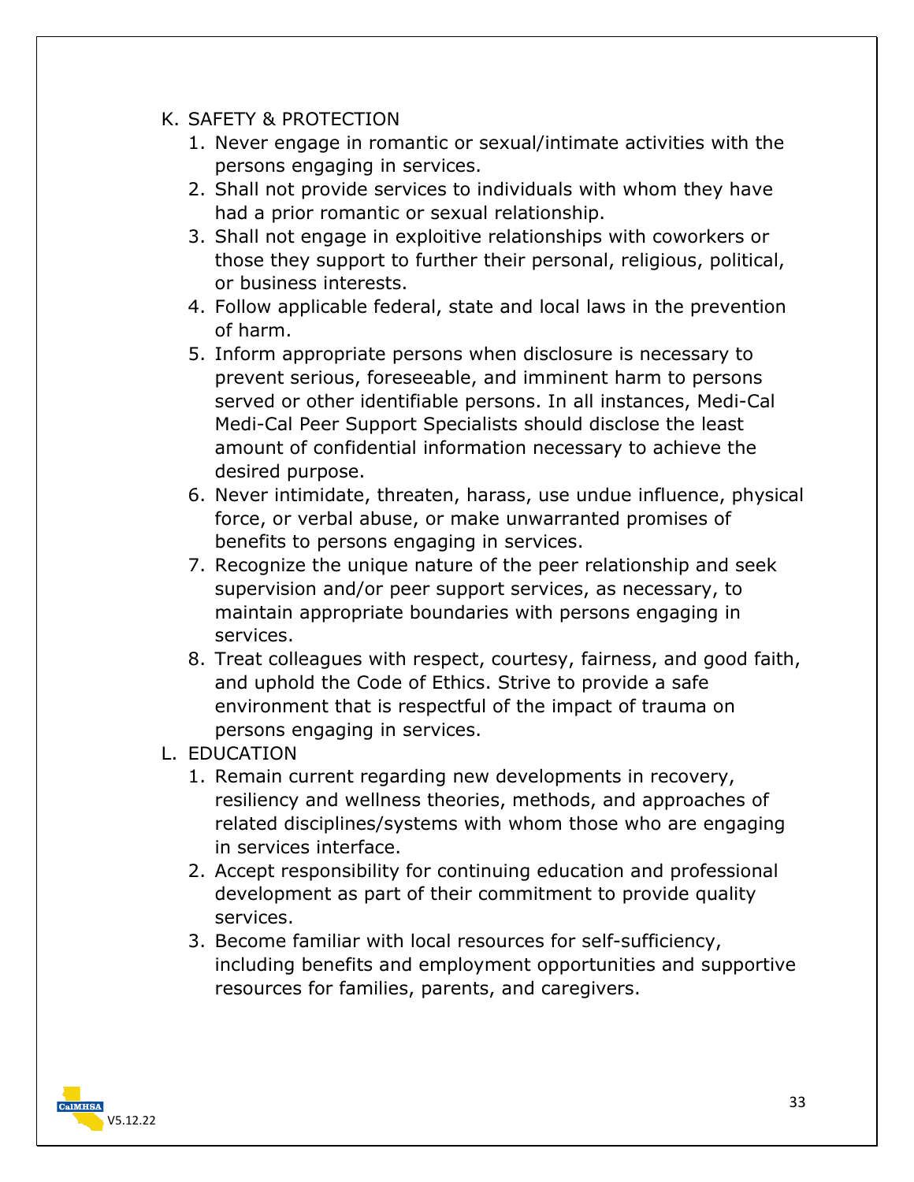K. SAFETY & PROTECTION
   1. Never engage in romantic or sexual/intimate activities with the persons engaging in services.
   2. Shall not provide services to individuals with whom they have had a prior romantic or sexual relationship.
   3. Shall not engage in exploitive relationships with coworkers or those they support to further their personal, religious, political, or business interests.
   4. Follow applicable federal, state and local laws in the prevention of harm.
   5. Inform appropriate persons when disclosure is necessary to prevent serious, foreseeable, and imminent harm to persons served or other identifiable persons. In all instances, Medi-Cal Medi-Cal Peer Support Specialists should disclose the least amount of confidential information necessary to achieve the desired purpose.
   6. Never intimidate, threaten, harass, use undue influence, physical force, or verbal abuse, or make unwarranted promises of benefits to persons engaging in services.
   7. Recognize the unique nature of the peer relationship and seek supervision and/or peer support services, as necessary, to maintain appropriate boundaries with persons engaging in services.
   8. Treat colleagues with respect, courtesy, fairness, and good faith, and uphold the Code of Ethics. Strive to provide a safe environment that is respectful of the impact of trauma on persons engaging in services.

L. EDUCATION
   1. Remain current regarding new developments in recovery, resiliency and wellness theories, methods, and approaches of related disciplines/systems with whom those who are engaging in services interface.
   2. Accept responsibility for continuing education and professional development as part of their commitment to provide quality services.
   3. Become familiar with local resources for self-sufficiency, including benefits and employment opportunities and supportive resources for families, parents, and caregivers.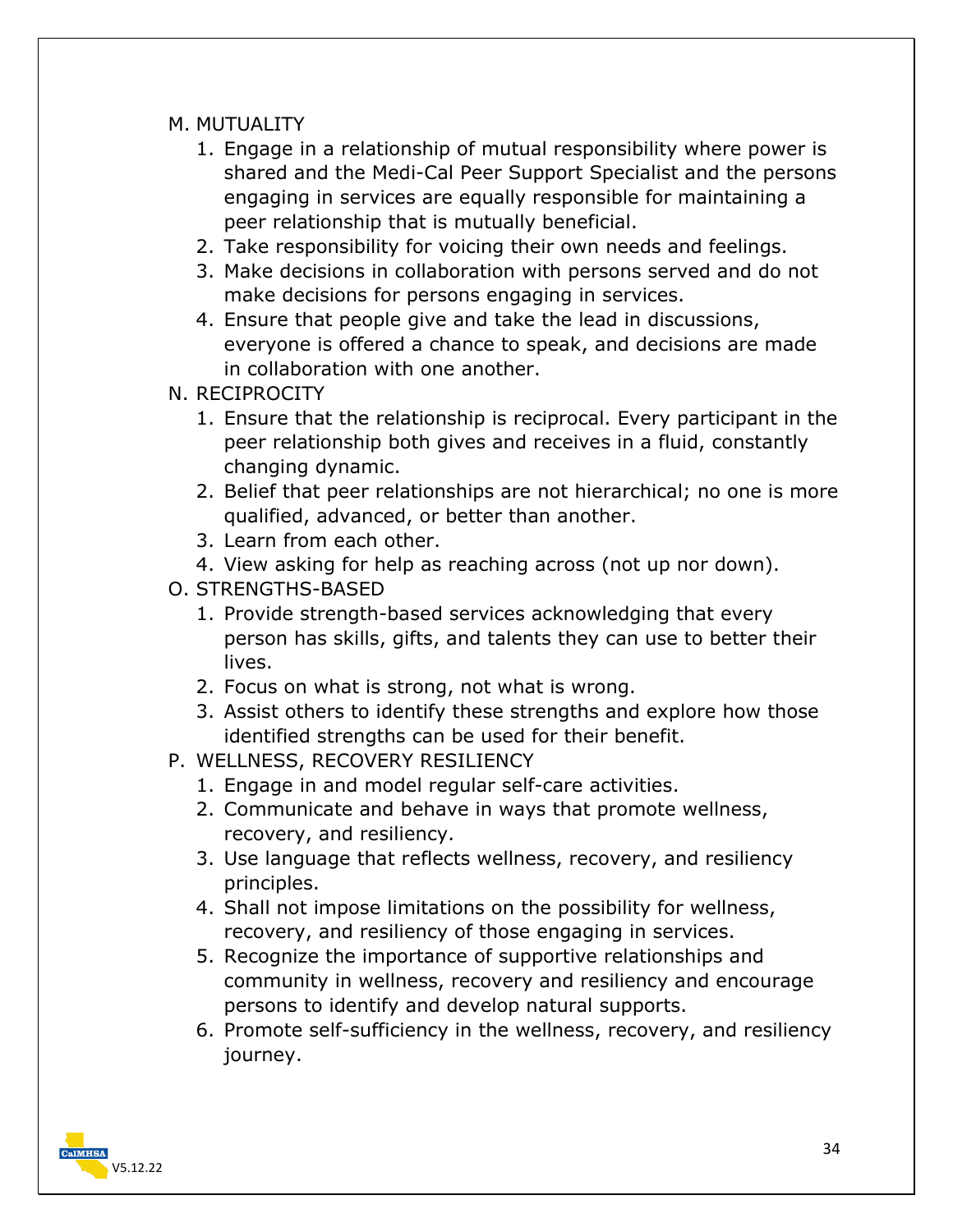M. MUTUALITY
   1. Engage in a relationship of mutual responsibility where power is shared and the Medi-Cal Peer Support Specialist and the persons engaging in services are equally responsible for maintaining a peer relationship that is mutually beneficial.
   2. Take responsibility for voicing their own needs and feelings.
   3. Make decisions in collaboration with persons served and do not make decisions for persons engaging in services.
   4. Ensure that people give and take the lead in discussions, everyone is offered a chance to speak, and decisions are made in collaboration with one another.

N. RECIPROCITY
   1. Ensure that the relationship is reciprocal. Every participant in the peer relationship both gives and receives in a fluid, constantly changing dynamic.
   2. Belief that peer relationships are not hierarchical; no one is more qualified, advanced, or better than another.
   3. Learn from each other.
   4. View asking for help as reaching across (not up nor down).

O. STRENGTHS-BASED
   1. Provide strength-based services acknowledging that every person has skills, gifts, and talents they can use to better their lives.
   2. Focus on what is strong, not what is wrong.
   3. Assist others to identify these strengths and explore how those identified strengths can be used for their benefit.

P. WELLNESS, RECOVERY RESILIENCY
   1. Engage in and model regular self-care activities.
   2. Communicate and behave in ways that promote wellness, recovery, and resiliency.
   3. Use language that reflects wellness, recovery, and resiliency principles.
   4. Shall not impose limitations on the possibility for wellness, recovery, and resiliency of those engaging in services.
   5. Recognize the importance of supportive relationships and community in wellness, recovery and resiliency and encourage persons to identify and develop natural supports.
   6. Promote self-sufficiency in the wellness, recovery, and resiliency journey.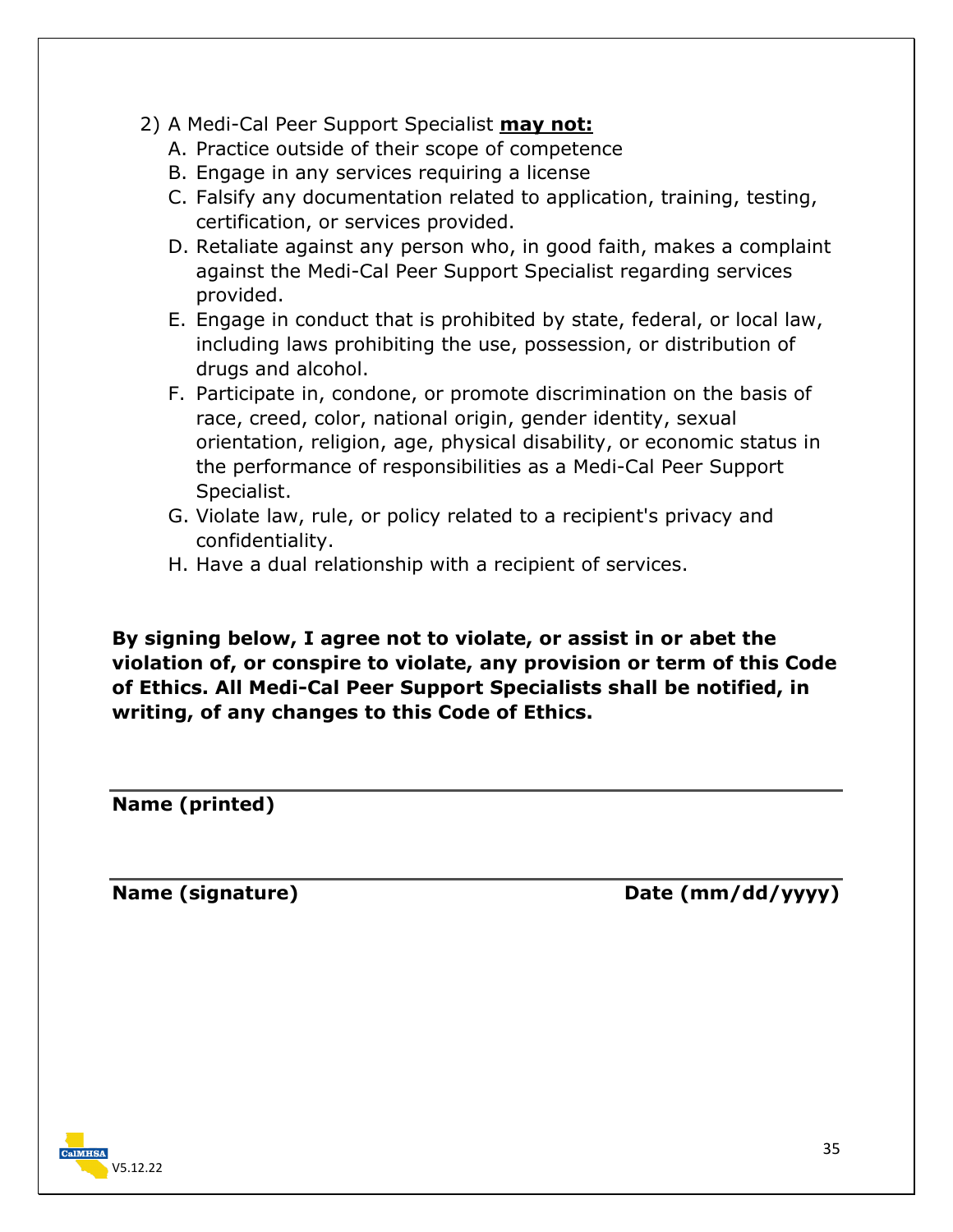2) A Medi-Cal Peer Support Specialist **may not:**

   A. Practice outside of their scope of competence

   B. Engage in any services requiring a license

   C. Falsify any documentation related to application, training, testing, certification, or services provided.

   D. Retaliate against any person who, in good faith, makes a complaint against the Medi-Cal Peer Support Specialist regarding services provided.

   E. Engage in conduct that is prohibited by state, federal, or local law, including laws prohibiting the use, possession, or distribution of drugs and alcohol.

   F. Participate in, condone, or promote discrimination on the basis of race, creed, color, national origin, gender identity, sexual orientation, religion, age, physical disability, or economic status in the performance of responsibilities as a Medi-Cal Peer Support Specialist.

   G. Violate law, rule, or policy related to a recipient's privacy and confidentiality.

   H. Have a dual relationship with a recipient of services.

**By signing below, I agree not to violate, or assist in or abet the violation of, or conspire to violate, any provision or term of this Code of Ethics. All Medi-Cal Peer Support Specialists shall be notified, in writing, of any changes to this Code of Ethics.**

______________________________________________

**Name (printed)**

______________________________________________

**Name (signature)** **Date (mm/dd/yyyy)**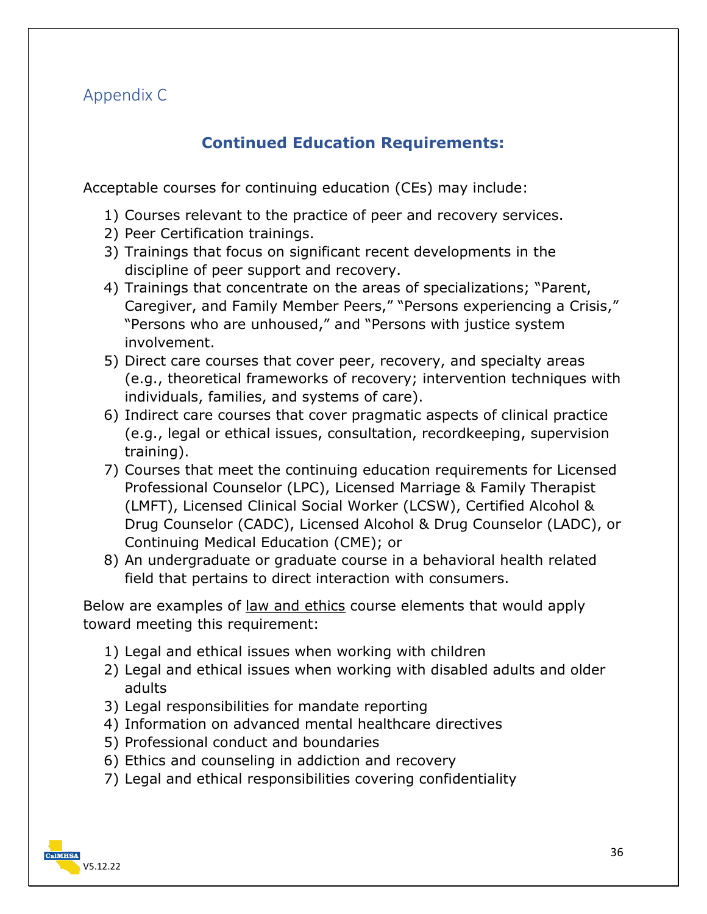## Appendix C

### Continued Education Requirements:

Acceptable courses for continuing education (CEs) may include:

1) Courses relevant to the practice of peer and recovery services.
2) Peer Certification trainings.
3) Trainings that focus on significant recent developments in the discipline of peer support and recovery.
4) Trainings that concentrate on the areas of specializations; "Parent, Caregiver, and Family Member Peers," "Persons experiencing a Crisis," "Persons who are unhoused," and "Persons with justice system involvement.
5) Direct care courses that cover peer, recovery, and specialty areas (e.g., theoretical frameworks of recovery; intervention techniques with individuals, families, and systems of care).
6) Indirect care courses that cover pragmatic aspects of clinical practice (e.g., legal or ethical issues, consultation, recordkeeping, supervision training).
7) Courses that meet the continuing education requirements for Licensed Professional Counselor (LPC), Licensed Marriage & Family Therapist (LMFT), Licensed Clinical Social Worker (LCSW), Certified Alcohol & Drug Counselor (CADC), Licensed Alcohol & Drug Counselor (LADC), or Continuing Medical Education (CME); or
8) An undergraduate or graduate course in a behavioral health related field that pertains to direct interaction with consumers.

Below are examples of <u>law and ethics</u> course elements that would apply toward meeting this requirement:

1) Legal and ethical issues when working with children
2) Legal and ethical issues when working with disabled adults and older adults
3) Legal responsibilities for mandate reporting
4) Information on advanced mental healthcare directives
5) Professional conduct and boundaries
6) Ethics and counseling in addiction and recovery
7) Legal and ethical responsibilities covering confidentiality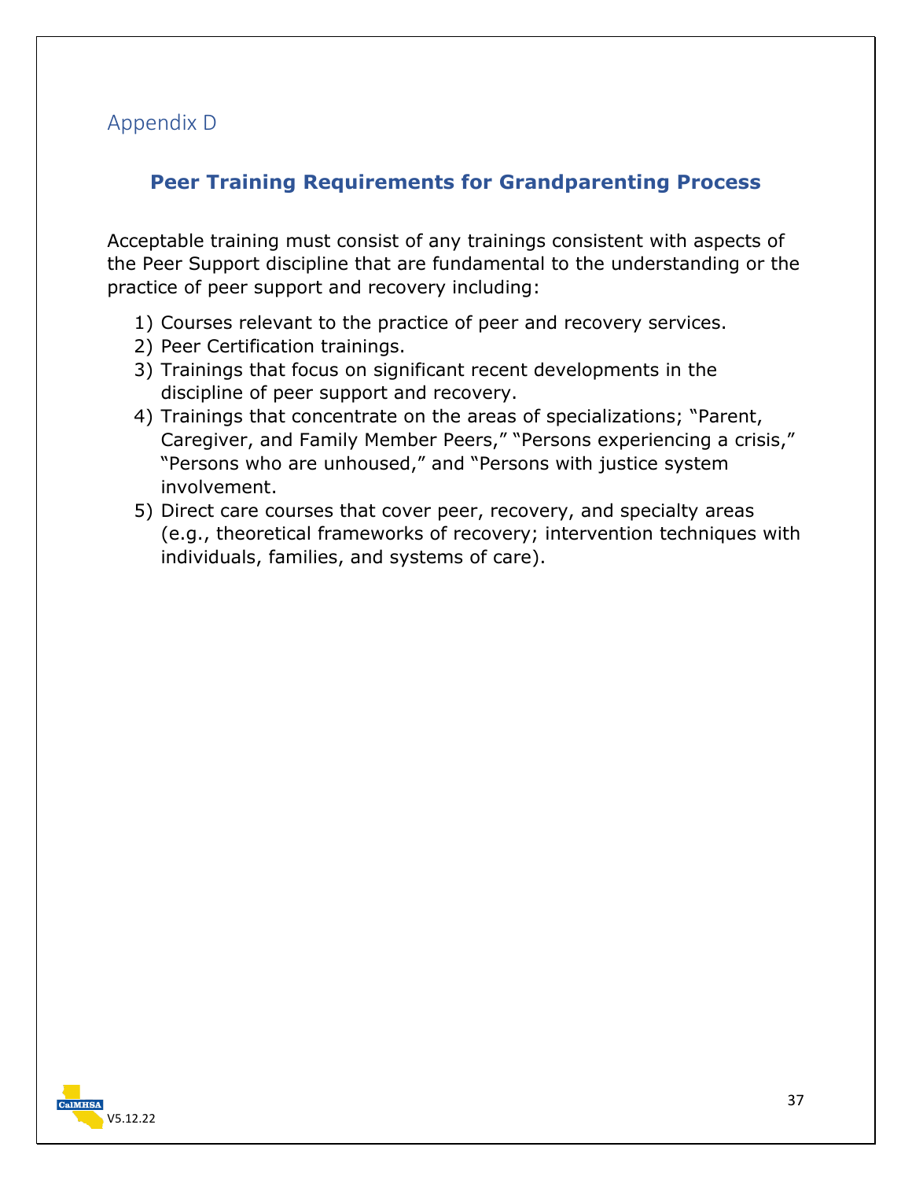## Appendix D

### Peer Training Requirements for Grandparenting Process

Acceptable training must consist of any trainings consistent with aspects of the Peer Support discipline that are fundamental to the understanding or the practice of peer support and recovery including:

1) Courses relevant to the practice of peer and recovery services.
2) Peer Certification trainings.
3) Trainings that focus on significant recent developments in the discipline of peer support and recovery.
4) Trainings that concentrate on the areas of specializations; "Parent, Caregiver, and Family Member Peers," "Persons experiencing a crisis," "Persons who are unhoused," and "Persons with justice system involvement.
5) Direct care courses that cover peer, recovery, and specialty areas (e.g., theoretical frameworks of recovery; intervention techniques with individuals, families, and systems of care).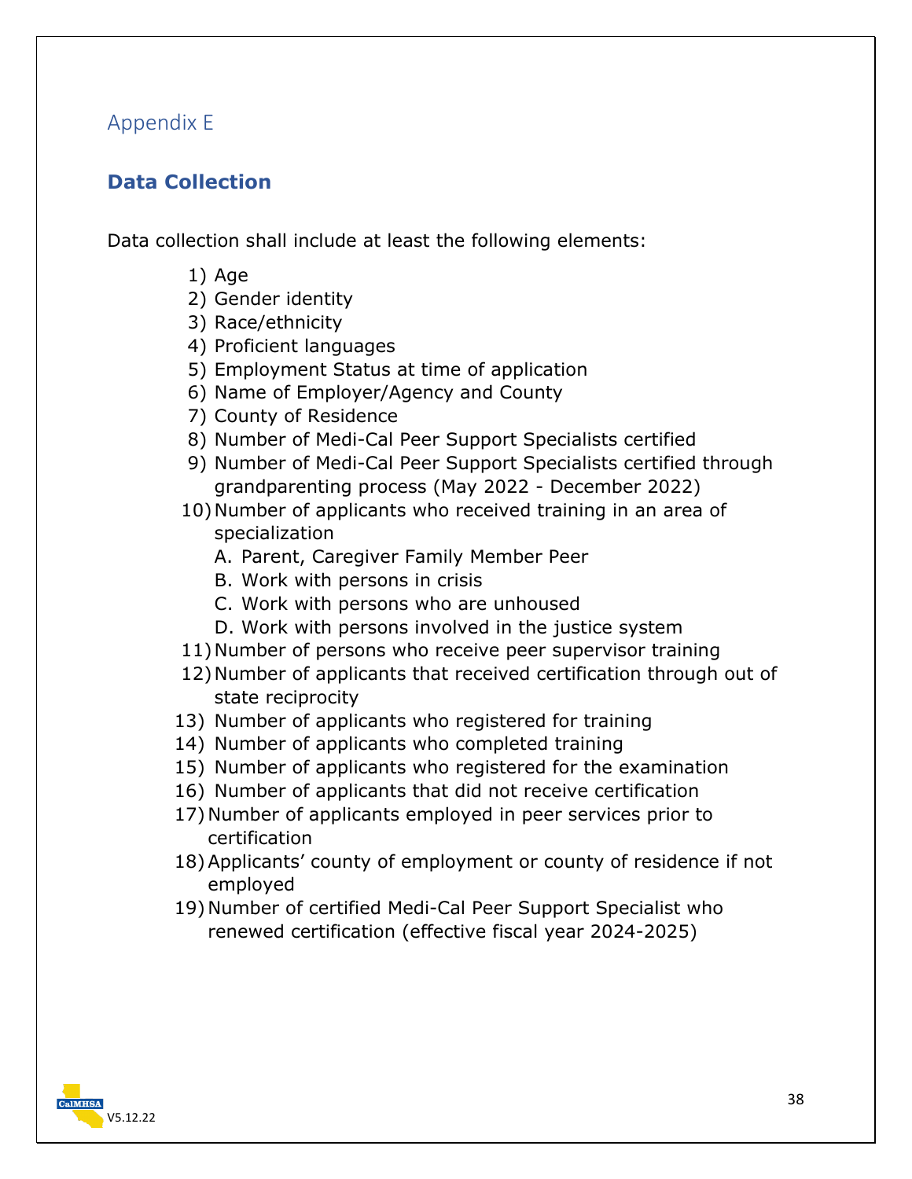## Appendix E

### Data Collection

Data collection shall include at least the following elements:

1) Age
2) Gender identity
3) Race/ethnicity
4) Proficient languages
5) Employment Status at time of application
6) Name of Employer/Agency and County
7) County of Residence
8) Number of Medi-Cal Peer Support Specialists certified
9) Number of Medi-Cal Peer Support Specialists certified through grandparenting process (May 2022 - December 2022)
10) Number of applicants who received training in an area of specialization
    A. Parent, Caregiver Family Member Peer
    B. Work with persons in crisis
    C. Work with persons who are unhoused
    D. Work with persons involved in the justice system
11) Number of persons who receive peer supervisor training
12) Number of applicants that received certification through out of state reciprocity
13) Number of applicants who registered for training
14) Number of applicants who completed training
15) Number of applicants who registered for the examination
16) Number of applicants that did not receive certification
17) Number of applicants employed in peer services prior to certification
18) Applicants' county of employment or county of residence if not employed
19) Number of certified Medi-Cal Peer Support Specialist who renewed certification (effective fiscal year 2024-2025)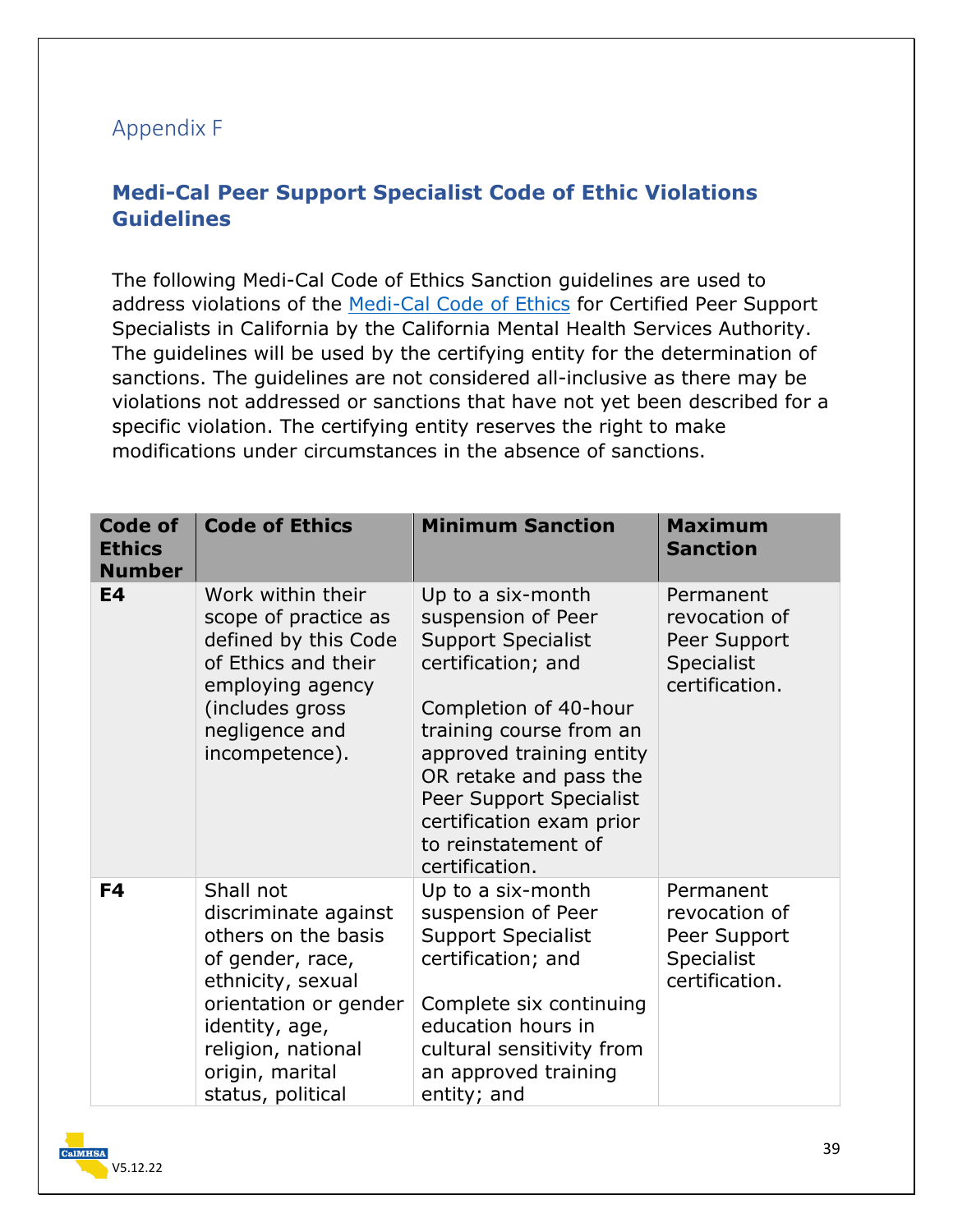## Appendix F

### Medi-Cal Peer Support Specialist Code of Ethic Violations Guidelines

The following Medi-Cal Code of Ethics Sanction guidelines are used to address violations of the Medi-Cal Code of Ethics for Certified Peer Support Specialists in California by the California Mental Health Services Authority. The guidelines will be used by the certifying entity for the determination of sanctions. The guidelines are not considered all-inclusive as there may be violations not addressed or sanctions that have not yet been described for a specific violation. The certifying entity reserves the right to make modifications under circumstances in the absence of sanctions.

| Code of Ethics Number | Code of Ethics | Minimum Sanction | Maximum Sanction |
|---|---|---|---|
| **E4** | Work within their scope of practice as defined by this Code of Ethics and their employing agency (includes gross negligence and incompetence). | Up to a six-month suspension of Peer Support Specialist certification; and<br><br>Completion of 40-hour training course from an approved training entity OR retake and pass the Peer Support Specialist certification exam prior to reinstatement of certification. | Permanent revocation of Peer Support Specialist certification. |
| **F4** | Shall not discriminate against others on the basis of gender, race, ethnicity, sexual orientation or gender identity, age, religion, national origin, marital status, political | Up to a six-month suspension of Peer Support Specialist certification; and<br><br>Complete six continuing education hours in cultural sensitivity from an approved training entity; and | Permanent revocation of Peer Support Specialist certification. |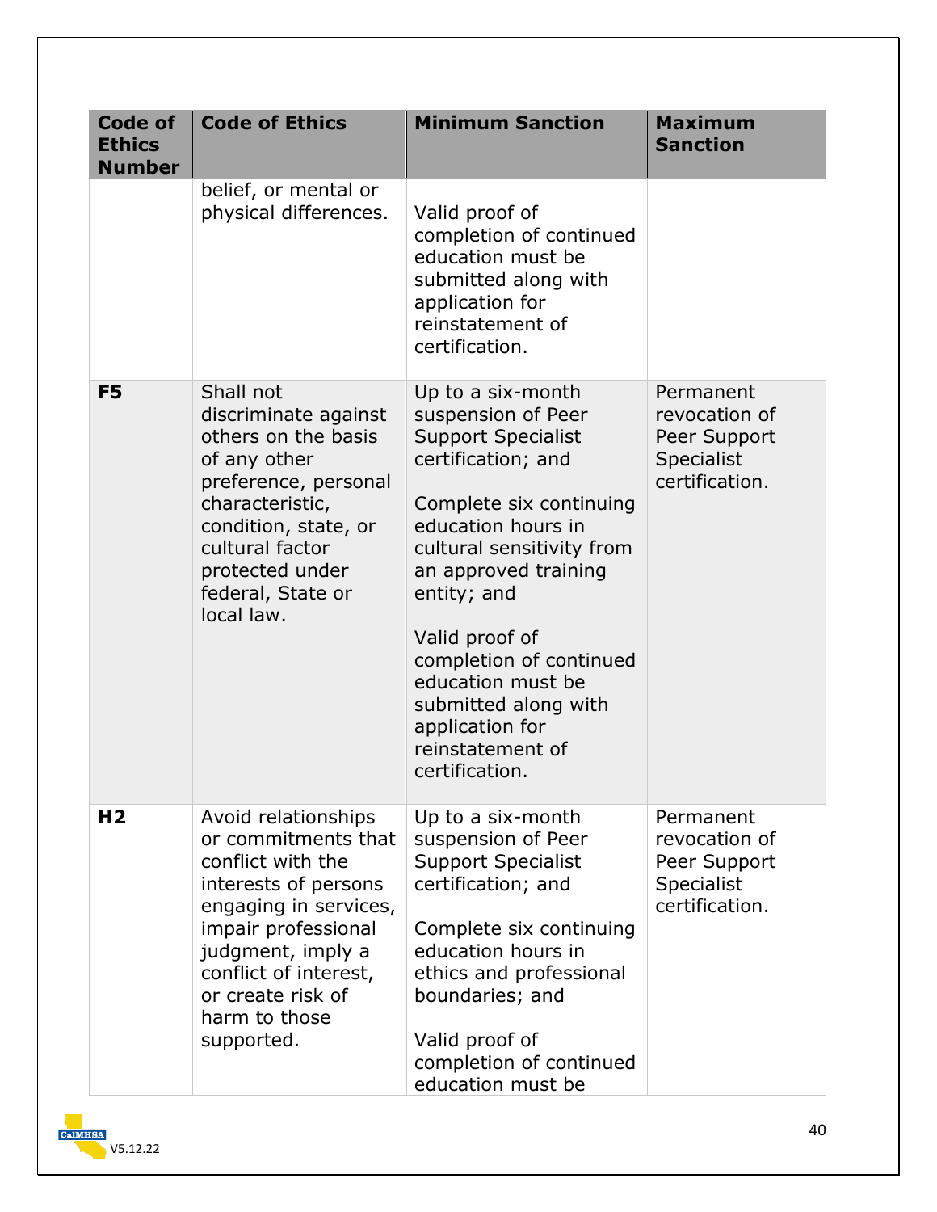| Code of Ethics Number | Code of Ethics | Minimum Sanction | Maximum Sanction |
|---|---|---|---|
| | belief, or mental or physical differences. | Valid proof of completion of continued education must be submitted along with application for reinstatement of certification. | |
| **F5** | Shall not discriminate against others on the basis of any other preference, personal characteristic, condition, state, or cultural factor protected under federal, State or local law. | Up to a six-month suspension of Peer Support Specialist certification; and<br><br>Complete six continuing education hours in cultural sensitivity from an approved training entity; and<br><br>Valid proof of completion of continued education must be submitted along with application for reinstatement of certification. | Permanent revocation of Peer Support Specialist certification. |
| **H2** | Avoid relationships or commitments that conflict with the interests of persons engaging in services, impair professional judgment, imply a conflict of interest, or create risk of harm to those supported. | Up to a six-month suspension of Peer Support Specialist certification; and<br><br>Complete six continuing education hours in ethics and professional boundaries; and<br><br>Valid proof of completion of continued education must be | Permanent revocation of Peer Support Specialist certification. |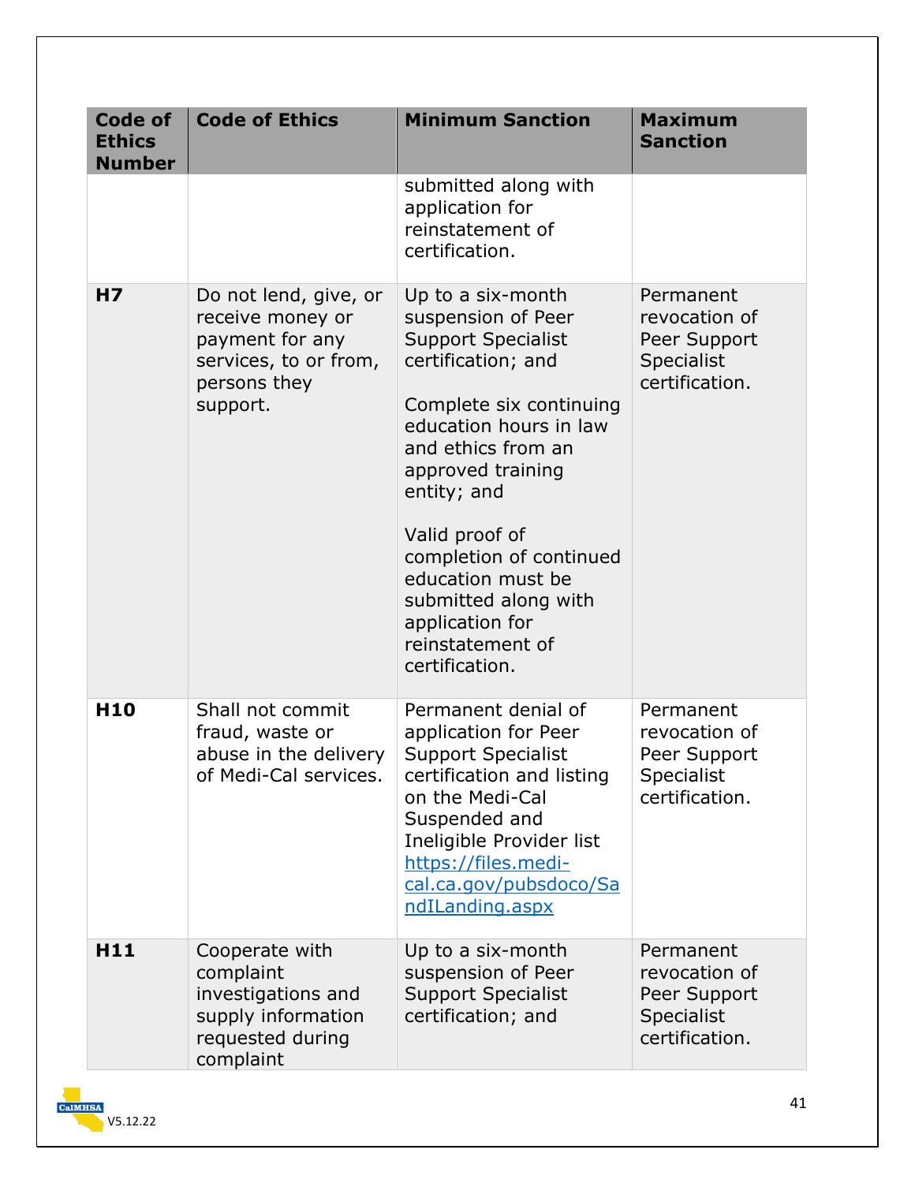| Code of Ethics Number | Code of Ethics | Minimum Sanction | Maximum Sanction |
|---|---|---|---|
| | | submitted along with application for reinstatement of certification. | |
| **H7** | Do not lend, give, or receive money or payment for any services, to or from, persons they support. | Up to a six-month suspension of Peer Support Specialist certification; and<br><br>Complete six continuing education hours in law and ethics from an approved training entity; and<br><br>Valid proof of completion of continued education must be submitted along with application for reinstatement of certification. | Permanent revocation of Peer Support Specialist certification. |
| **H10** | Shall not commit fraud, waste or abuse in the delivery of Medi-Cal services. | Permanent denial of application for Peer Support Specialist certification and listing on the Medi-Cal Suspended and Ineligible Provider list [https://files.medi-cal.ca.gov/pubsdoco/SandILanding.aspx](https://files.medi-cal.ca.gov/pubsdoco/SandILanding.aspx) | Permanent revocation of Peer Support Specialist certification. |
| **H11** | Cooperate with complaint investigations and supply information requested during complaint | Up to a six-month suspension of Peer Support Specialist certification; and | Permanent revocation of Peer Support Specialist certification. |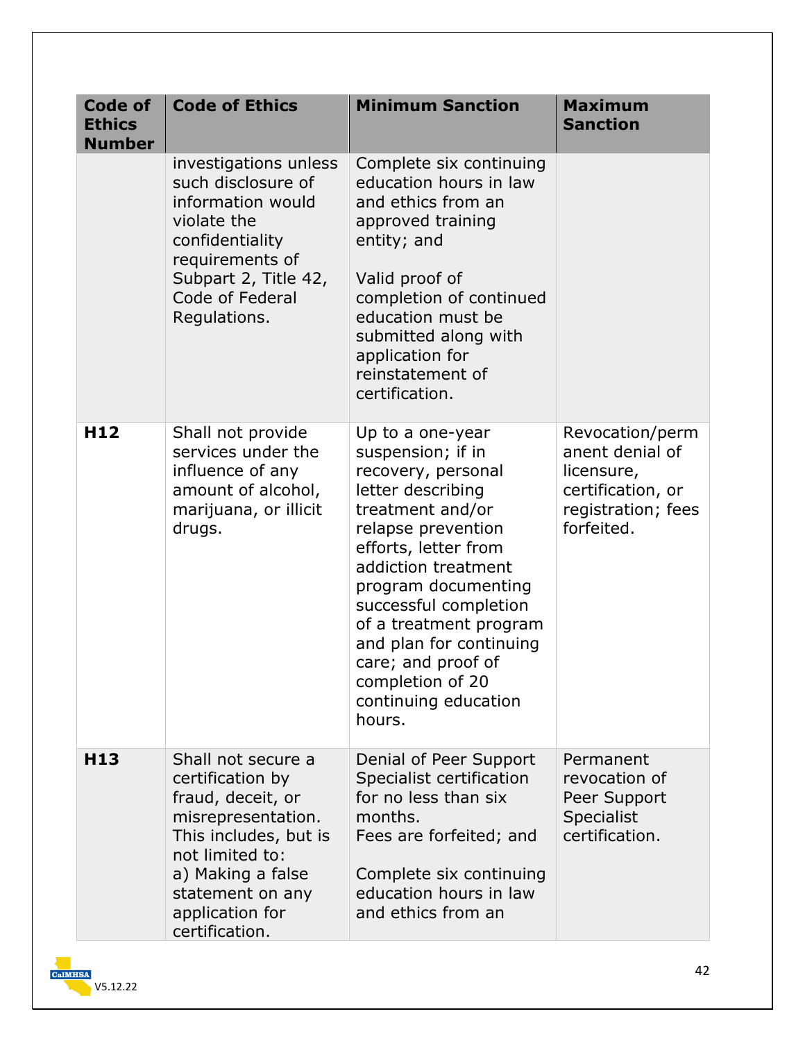| Code of Ethics Number | Code of Ethics | Minimum Sanction | Maximum Sanction |
|---|---|---|---|
| | investigations unless such disclosure of information would violate the confidentiality requirements of Subpart 2, Title 42, Code of Federal Regulations. | Complete six continuing education hours in law and ethics from an approved training entity; and<br><br>Valid proof of completion of continued education must be submitted along with application for reinstatement of certification. | |
| **H12** | Shall not provide services under the influence of any amount of alcohol, marijuana, or illicit drugs. | Up to a one-year suspension; if in recovery, personal letter describing treatment and/or relapse prevention efforts, letter from addiction treatment program documenting successful completion of a treatment program and plan for continuing care; and proof of completion of 20 continuing education hours. | Revocation/permanent denial of licensure, certification, or registration; fees forfeited. |
| **H13** | Shall not secure a certification by fraud, deceit, or misrepresentation. This includes, but is not limited to:<br>a) Making a false statement on any application for certification. | Denial of Peer Support Specialist certification for no less than six months.<br>Fees are forfeited; and<br><br>Complete six continuing education hours in law and ethics from an | Permanent revocation of Peer Support Specialist certification. |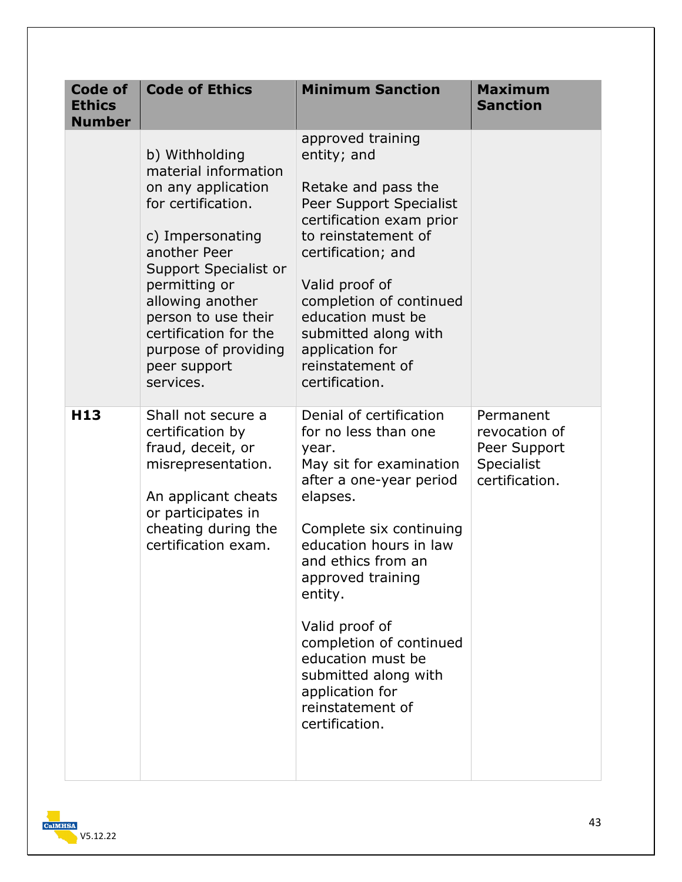| Code of Ethics Number | Code of Ethics | Minimum Sanction | Maximum Sanction |
|---|---|---|---|
| | b) Withholding material information on any application for certification.<br><br>c) Impersonating another Peer Support Specialist or permitting or allowing another person to use their certification for the purpose of providing peer support services. | approved training entity; and<br><br>Retake and pass the Peer Support Specialist certification exam prior to reinstatement of certification; and<br><br>Valid proof of completion of continued education must be submitted along with application for reinstatement of certification. | |
| **H13** | Shall not secure a certification by fraud, deceit, or misrepresentation.<br><br>An applicant cheats or participates in cheating during the certification exam. | Denial of certification for no less than one year.<br>May sit for examination after a one-year period elapses.<br><br>Complete six continuing education hours in law and ethics from an approved training entity.<br><br>Valid proof of completion of continued education must be submitted along with application for reinstatement of certification. | Permanent revocation of Peer Support Specialist certification. |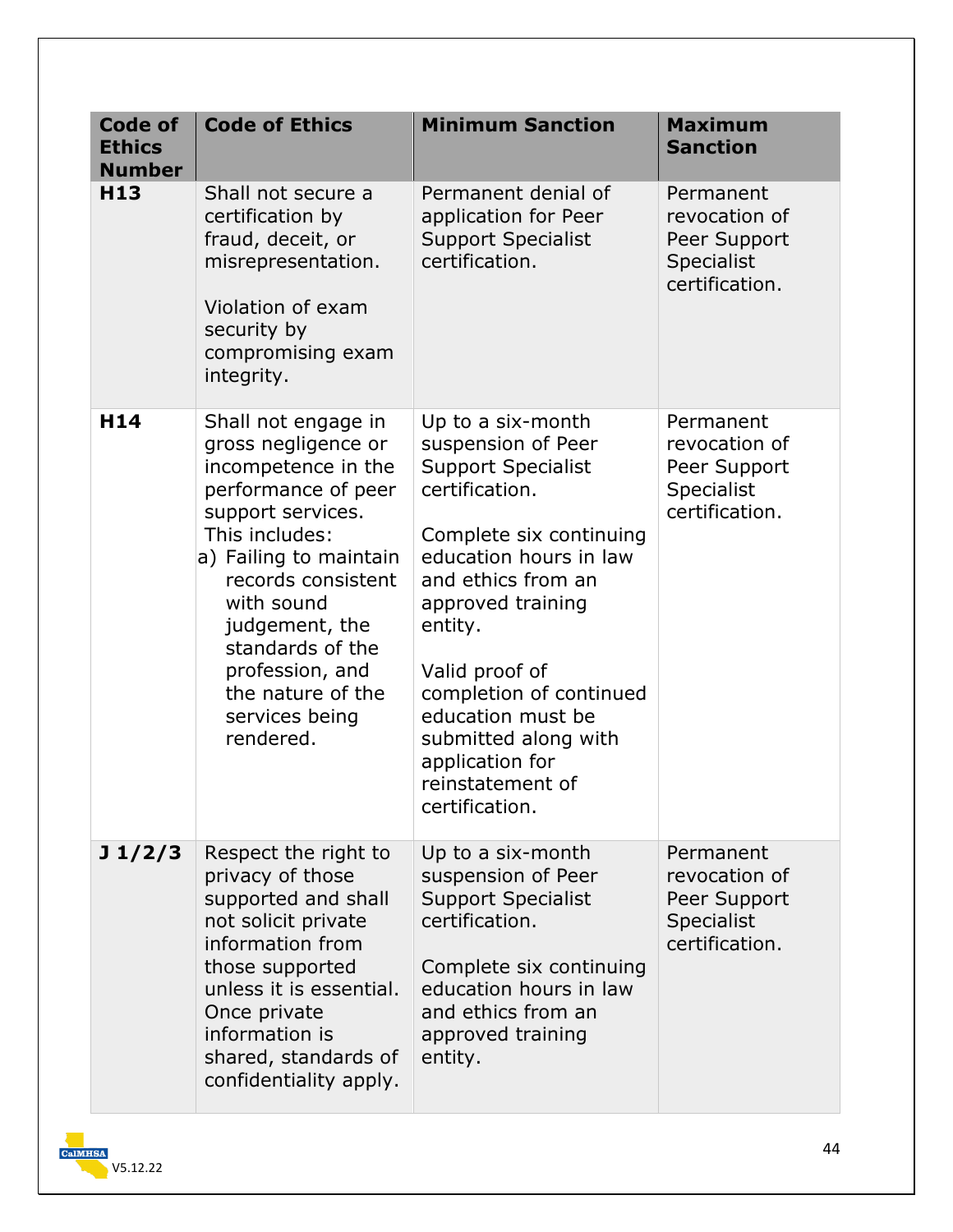| Code of Ethics Number | Code of Ethics | Minimum Sanction | Maximum Sanction |
|---|---|---|---|
| **H13** | Shall not secure a certification by fraud, deceit, or misrepresentation.<br><br>Violation of exam security by compromising exam integrity. | Permanent denial of application for Peer Support Specialist certification. | Permanent revocation of Peer Support Specialist certification. |
| **H14** | Shall not engage in gross negligence or incompetence in the performance of peer support services. This includes:<br>a) Failing to maintain records consistent with sound judgement, the standards of the profession, and the nature of the services being rendered. | Up to a six-month suspension of Peer Support Specialist certification.<br><br>Complete six continuing education hours in law and ethics from an approved training entity.<br><br>Valid proof of completion of continued education must be submitted along with application for reinstatement of certification. | Permanent revocation of Peer Support Specialist certification. |
| **J 1/2/3** | Respect the right to privacy of those supported and shall not solicit private information from those supported unless it is essential. Once private information is shared, standards of confidentiality apply. | Up to a six-month suspension of Peer Support Specialist certification.<br><br>Complete six continuing education hours in law and ethics from an approved training entity. | Permanent revocation of Peer Support Specialist certification. |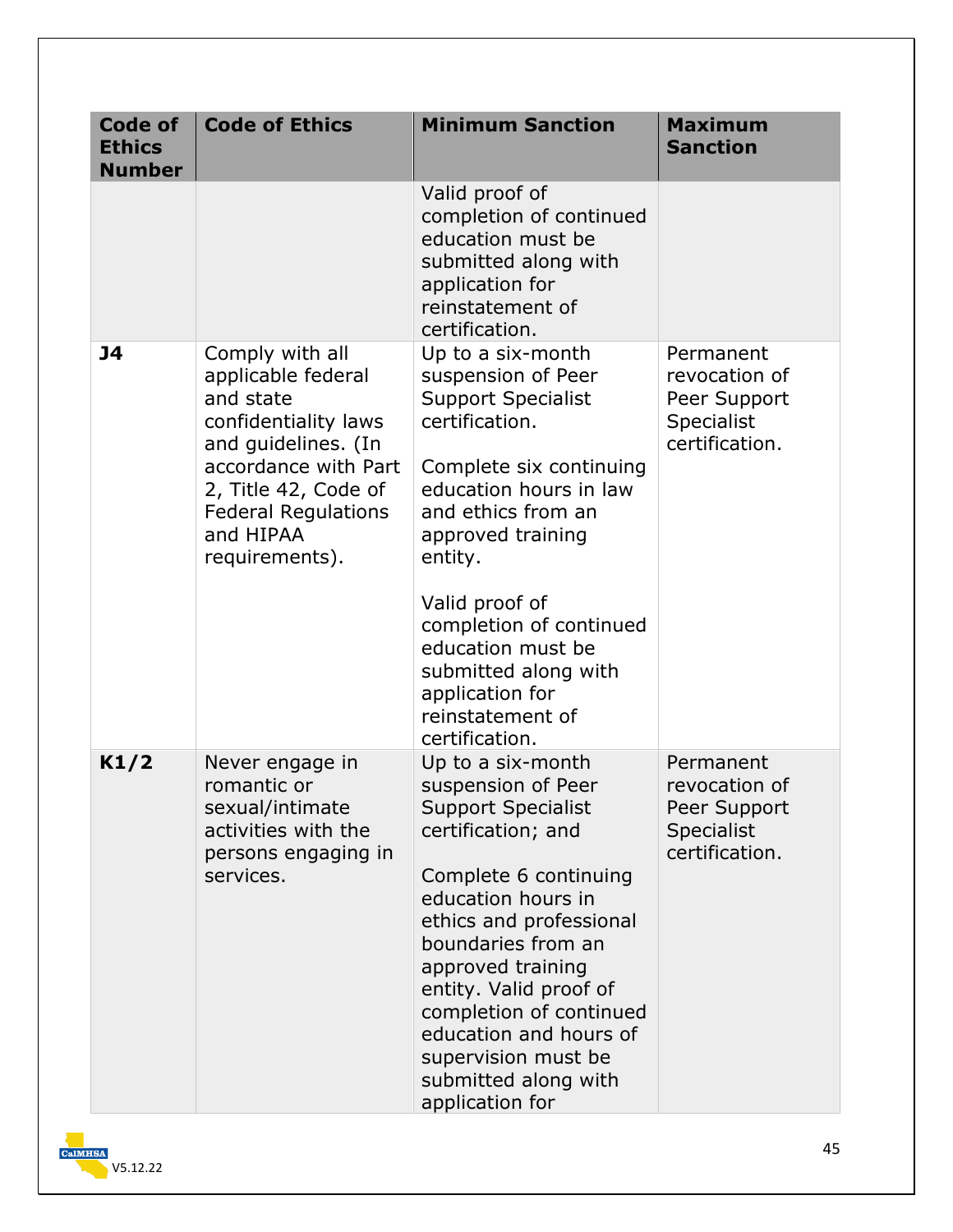| Code of Ethics Number | Code of Ethics | Minimum Sanction | Maximum Sanction |
|---|---|---|---|
| | | Valid proof of completion of continued education must be submitted along with application for reinstatement of certification. | |
| **J4** | Comply with all applicable federal and state confidentiality laws and guidelines. (In accordance with Part 2, Title 42, Code of Federal Regulations and HIPAA requirements). | Up to a six-month suspension of Peer Support Specialist certification.<br><br>Complete six continuing education hours in law and ethics from an approved training entity.<br><br>Valid proof of completion of continued education must be submitted along with application for reinstatement of certification. | Permanent revocation of Peer Support Specialist certification. |
| **K1/2** | Never engage in romantic or sexual/intimate activities with the persons engaging in services. | Up to a six-month suspension of Peer Support Specialist certification; and<br><br>Complete 6 continuing education hours in ethics and professional boundaries from an approved training entity. Valid proof of completion of continued education and hours of supervision must be submitted along with application for | Permanent revocation of Peer Support Specialist certification. |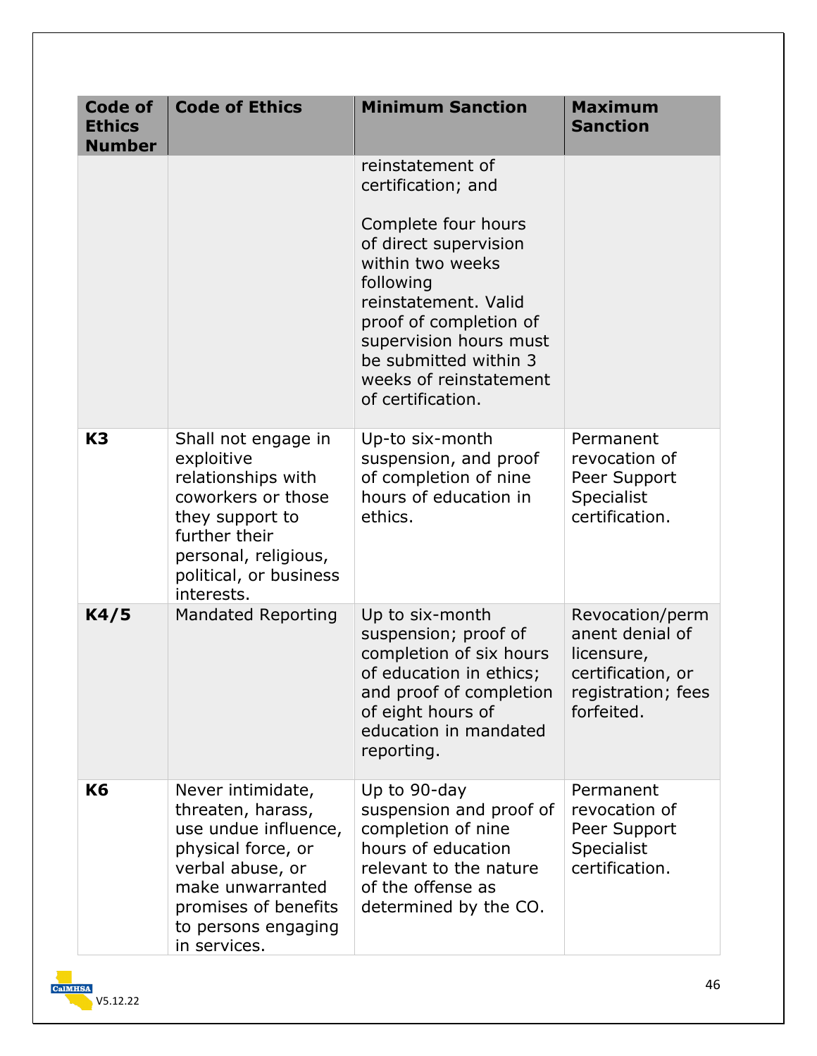| Code of Ethics Number | Code of Ethics | Minimum Sanction | Maximum Sanction |
|---|---|---|---|
| | | reinstatement of certification; and<br><br>Complete four hours of direct supervision within two weeks following reinstatement. Valid proof of completion of supervision hours must be submitted within 3 weeks of reinstatement of certification. | |
| **K3** | Shall not engage in exploitive relationships with coworkers or those they support to further their personal, religious, political, or business interests. | Up-to six-month suspension, and proof of completion of nine hours of education in ethics. | Permanent revocation of Peer Support Specialist certification. |
| **K4/5** | Mandated Reporting | Up to six-month suspension; proof of completion of six hours of education in ethics; and proof of completion of eight hours of education in mandated reporting. | Revocation/permanent denial of licensure, certification, or registration; fees forfeited. |
| **K6** | Never intimidate, threaten, harass, use undue influence, physical force, or verbal abuse, or make unwarranted promises of benefits to persons engaging in services. | Up to 90-day suspension and proof of completion of nine hours of education relevant to the nature of the offense as determined by the CO. | Permanent revocation of Peer Support Specialist certification. |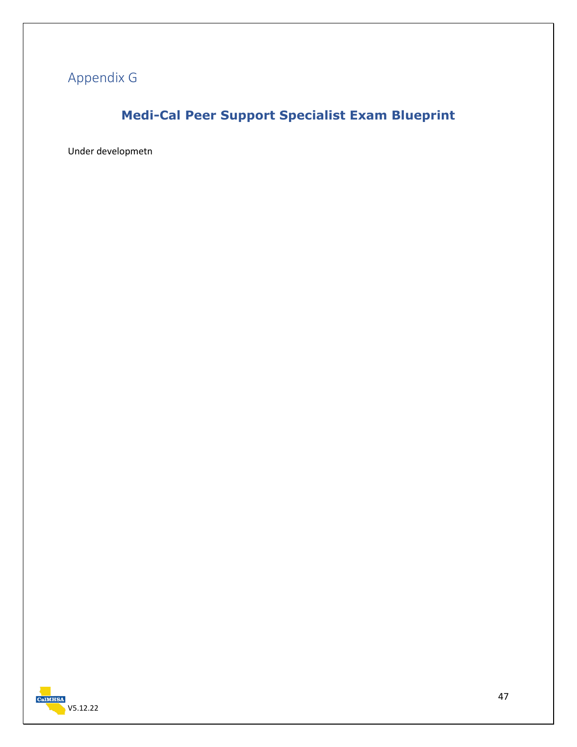# Appendix G

## Medi-Cal Peer Support Specialist Exam Blueprint

Under developmetn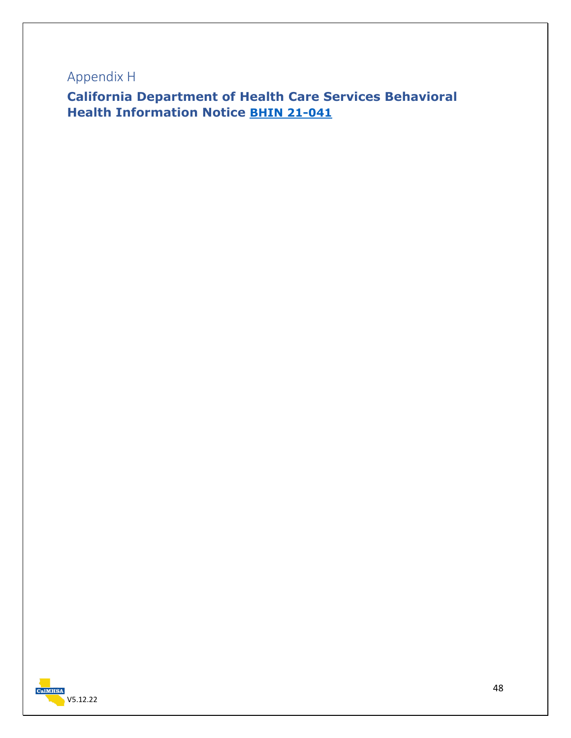## Appendix H

### California Department of Health Care Services Behavioral Health Information Notice BHIN 21-041